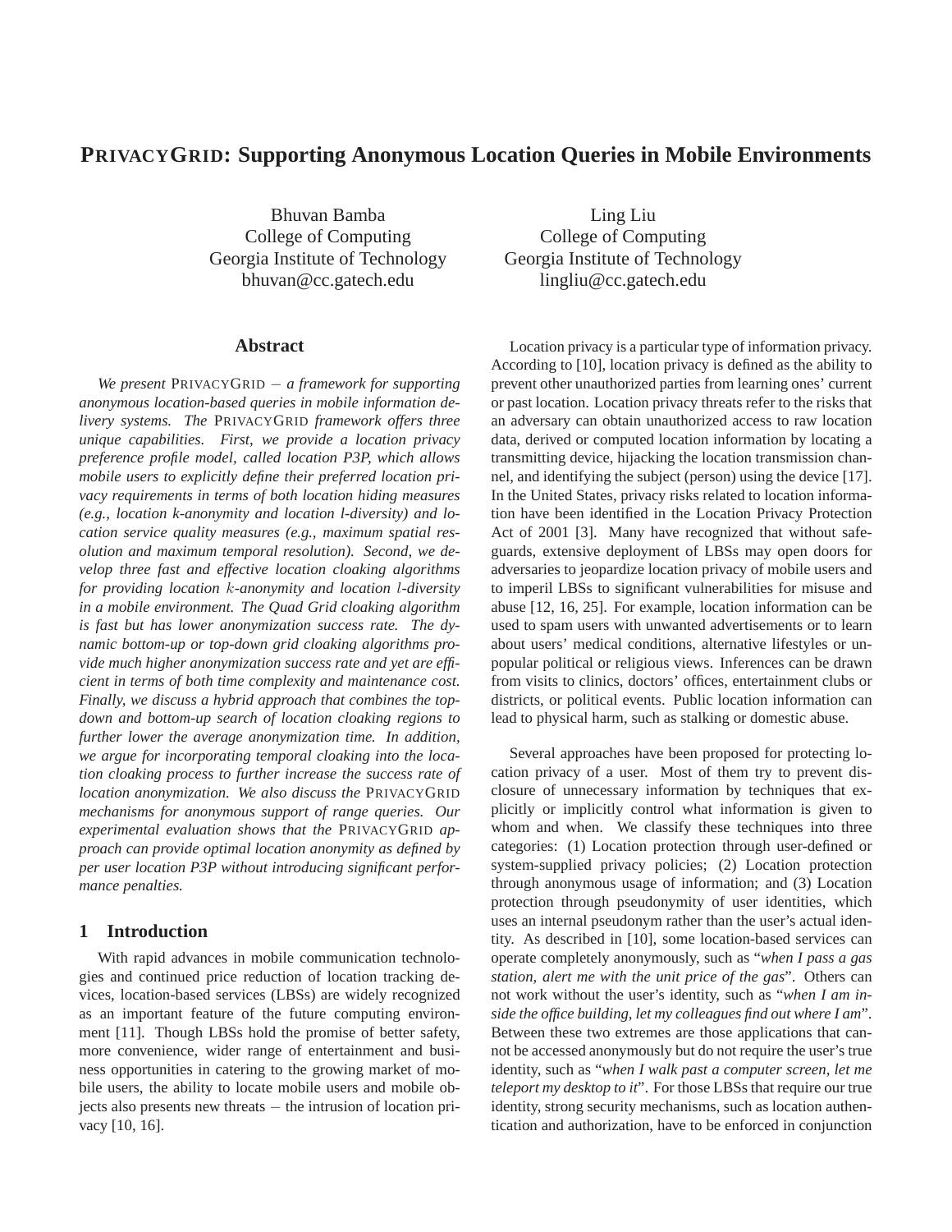# PRIVACYGRID: Supporting Anonymous Location Queries in Mobile Environments

Bhuvan Bamba
College of Computing
Georgia Institute of Technology
bhuvan@cc.gatech.edu

Ling Liu
College of Computing
Georgia Institute of Technology
lingliu@cc.gatech.edu

## Abstract

*We present* PRIVACYGRID *– a framework for supporting anonymous location-based queries in mobile information delivery systems. The* PRIVACYGRID *framework offers three unique capabilities. First, we provide a location privacy preference profile model, called location P3P, which allows mobile users to explicitly define their preferred location privacy requirements in terms of both location hiding measures (e.g., location k-anonymity and location l-diversity) and location service quality measures (e.g., maximum spatial resolution and maximum temporal resolution). Second, we develop three fast and effective location cloaking algorithms for providing location $k$-anonymity and location $l$-diversity in a mobile environment. The Quad Grid cloaking algorithm is fast but has lower anonymization success rate. The dynamic bottom-up or top-down grid cloaking algorithms provide much higher anonymization success rate and yet are efficient in terms of both time complexity and maintenance cost. Finally, we discuss a hybrid approach that combines the top-down and bottom-up search of location cloaking regions to further lower the average anonymization time. In addition, we argue for incorporating temporal cloaking into the location cloaking process to further increase the success rate of location anonymization. We also discuss the* PRIVACYGRID *mechanisms for anonymous support of range queries. Our experimental evaluation shows that the* PRIVACYGRID *approach can provide optimal location anonymity as defined by per user location P3P without introducing significant performance penalties.*

## 1 Introduction

With rapid advances in mobile communication technologies and continued price reduction of location tracking devices, location-based services (LBSs) are widely recognized as an important feature of the future computing environment [11]. Though LBSs hold the promise of better safety, more convenience, wider range of entertainment and business opportunities in catering to the growing market of mobile users, the ability to locate mobile users and mobile objects also presents new threats – the intrusion of location privacy [10, 16].

Location privacy is a particular type of information privacy. According to [10], location privacy is defined as the ability to prevent other unauthorized parties from learning ones' current or past location. Location privacy threats refer to the risks that an adversary can obtain unauthorized access to raw location data, derived or computed location information by locating a transmitting device, hijacking the location transmission channel, and identifying the subject (person) using the device [17]. In the United States, privacy risks related to location information have been identified in the Location Privacy Protection Act of 2001 [3]. Many have recognized that without safeguards, extensive deployment of LBSs may open doors for adversaries to jeopardize location privacy of mobile users and to imperil LBSs to significant vulnerabilities for misuse and abuse [12, 16, 25]. For example, location information can be used to spam users with unwanted advertisements or to learn about users' medical conditions, alternative lifestyles or unpopular political or religious views. Inferences can be drawn from visits to clinics, doctors' offices, entertainment clubs or districts, or political events. Public location information can lead to physical harm, such as stalking or domestic abuse.

Several approaches have been proposed for protecting location privacy of a user. Most of them try to prevent disclosure of unnecessary information by techniques that explicitly or implicitly control what information is given to whom and when. We classify these techniques into three categories: (1) Location protection through user-defined or system-supplied privacy policies; (2) Location protection through anonymous usage of information; and (3) Location protection through pseudonymity of user identities, which uses an internal pseudonym rather than the user's actual identity. As described in [10], some location-based services can operate completely anonymously, such as "*when I pass a gas station, alert me with the unit price of the gas*". Others can not work without the user's identity, such as "*when I am inside the office building, let my colleagues find out where I am*". Between these two extremes are those applications that cannot be accessed anonymously but do not require the user's true identity, such as "*when I walk past a computer screen, let me teleport my desktop to it*". For those LBSs that require our true identity, strong security mechanisms, such as location authentication and authorization, have to be enforced in conjunction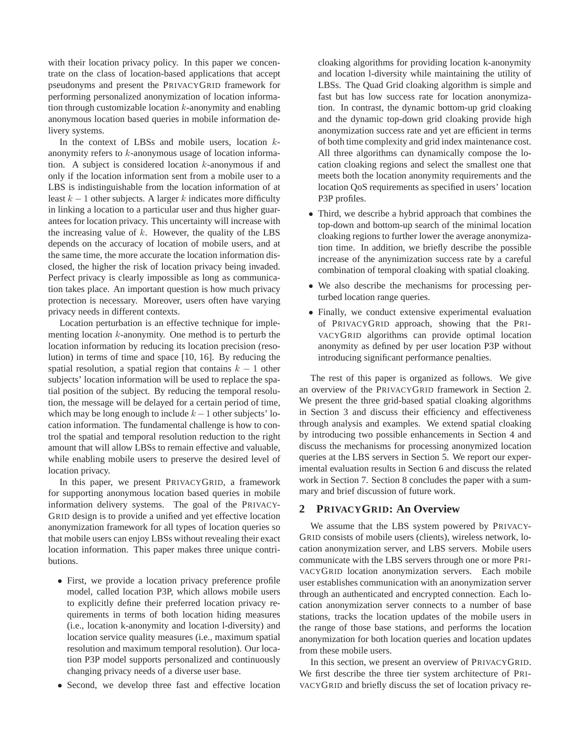with their location privacy policy. In this paper we concentrate on the class of location-based applications that accept pseudonyms and present the PRIVACYGRID framework for performing personalized anonymization of location information through customizable location $k$-anonymity and enabling anonymous location based queries in mobile information delivery systems.

In the context of LBSs and mobile users, location $k$-anonymity refers to $k$-anonymous usage of location information. A subject is considered location $k$-anonymous if and only if the location information sent from a mobile user to a LBS is indistinguishable from the location information of at least $k-1$ other subjects. A larger $k$ indicates more difficulty in linking a location to a particular user and thus higher guarantees for location privacy. This uncertainty will increase with the increasing value of $k$. However, the quality of the LBS depends on the accuracy of location of mobile users, and at the same time, the more accurate the location information disclosed, the higher the risk of location privacy being invaded. Perfect privacy is clearly impossible as long as communication takes place. An important question is how much privacy protection is necessary. Moreover, users often have varying privacy needs in different contexts.

Location perturbation is an effective technique for implementing location $k$-anonymity. One method is to perturb the location information by reducing its location precision (resolution) in terms of time and space [10, 16]. By reducing the spatial resolution, a spatial region that contains $k-1$ other subjects' location information will be used to replace the spatial position of the subject. By reducing the temporal resolution, the message will be delayed for a certain period of time, which may be long enough to include $k-1$ other subjects' location information. The fundamental challenge is how to control the spatial and temporal resolution reduction to the right amount that will allow LBSs to remain effective and valuable, while enabling mobile users to preserve the desired level of location privacy.

In this paper, we present PRIVACYGRID, a framework for supporting anonymous location based queries in mobile information delivery systems. The goal of the PRIVACYGRID design is to provide a unified and yet effective location anonymization framework for all types of location queries so that mobile users can enjoy LBSs without revealing their exact location information. This paper makes three unique contributions.

- First, we provide a location privacy preference profile model, called location P3P, which allows mobile users to explicitly define their preferred location privacy requirements in terms of both location hiding measures (i.e., location k-anonymity and location l-diversity) and location service quality measures (i.e., maximum spatial resolution and maximum temporal resolution). Our location P3P model supports personalized and continuously changing privacy needs of a diverse user base.
- Second, we develop three fast and effective location cloaking algorithms for providing location k-anonymity and location l-diversity while maintaining the utility of LBSs. The Quad Grid cloaking algorithm is simple and fast but has low success rate for location anonymization. In contrast, the dynamic bottom-up grid cloaking and the dynamic top-down grid cloaking provide high anonymization success rate and yet are efficient in terms of both time complexity and grid index maintenance cost. All three algorithms can dynamically compose the location cloaking regions and select the smallest one that meets both the location anonymity requirements and the location QoS requirements as specified in users' location P3P profiles.
- Third, we describe a hybrid approach that combines the top-down and bottom-up search of the minimal location cloaking regions to further lower the average anonymization time. In addition, we briefly describe the possible increase of the anynimization success rate by a careful combination of temporal cloaking with spatial cloaking.
- We also describe the mechanisms for processing perturbed location range queries.
- Finally, we conduct extensive experimental evaluation of PRIVACYGRID approach, showing that the PRIVACYGRID algorithms can provide optimal location anonymity as defined by per user location P3P without introducing significant performance penalties.

The rest of this paper is organized as follows. We give an overview of the PRIVACYGRID framework in Section 2. We present the three grid-based spatial cloaking algorithms in Section 3 and discuss their efficiency and effectiveness through analysis and examples. We extend spatial cloaking by introducing two possible enhancements in Section 4 and discuss the mechanisms for processing anonymized location queries at the LBS servers in Section 5. We report our experimental evaluation results in Section 6 and discuss the related work in Section 7. Section 8 concludes the paper with a summary and brief discussion of future work.

## 2 PRIVACYGRID: An Overview

We assume that the LBS system powered by PRIVACYGRID consists of mobile users (clients), wireless network, location anonymization server, and LBS servers. Mobile users communicate with the LBS servers through one or more PRIVACYGRID location anonymization servers. Each mobile user establishes communication with an anonymization server through an authenticated and encrypted connection. Each location anonymization server connects to a number of base stations, tracks the location updates of the mobile users in the range of those base stations, and performs the location anonymization for both location queries and location updates from these mobile users.

In this section, we present an overview of PRIVACYGRID. We first describe the three tier system architecture of PRIVACYGRID and briefly discuss the set of location privacy re-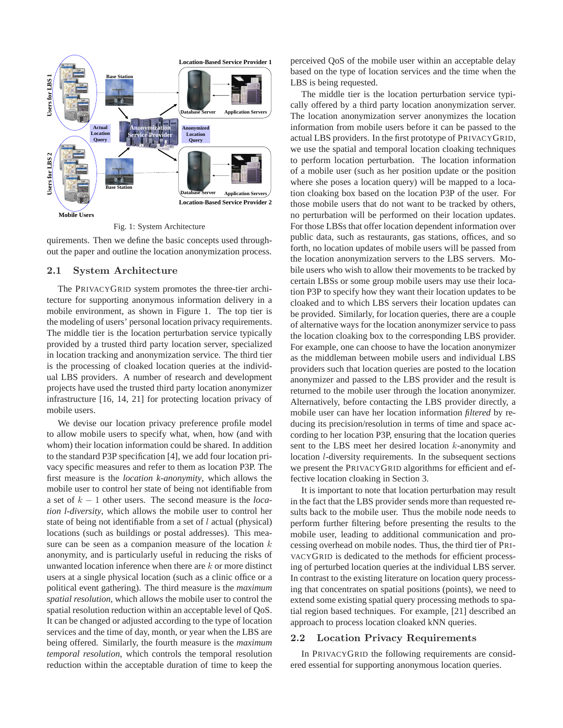Fig. 1: System Architecture

quirements. Then we define the basic concepts used throughout the paper and outline the location anonymization process.

## 2.1 System Architecture

The PRIVACYGRID system promotes the three-tier architecture for supporting anonymous information delivery in a mobile environment, as shown in Figure 1. The top tier is the modeling of users' personal location privacy requirements. The middle tier is the location perturbation service typically provided by a trusted third party location server, specialized in location tracking and anonymization service. The third tier is the processing of cloaked location queries at the individual LBS providers. A number of research and development projects have used the trusted third party location anonymizer infrastructure [16, 14, 21] for protecting location privacy of mobile users.

We devise our location privacy preference profile model to allow mobile users to specify what, when, how (and with whom) their location information could be shared. In addition to the standard P3P specification [4], we add four location privacy specific measures and refer to them as location P3P. The first measure is the *location k-anonymity*, which allows the mobile user to control her state of being not identifiable from a set of $k-1$ other users. The second measure is the *location l-diversity*, which allows the mobile user to control her state of being not identifiable from a set of $l$ actual (physical) locations (such as buildings or postal addresses). This measure can be seen as a companion measure of the location $k$ anonymity, and is particularly useful in reducing the risks of unwanted location inference when there are $k$ or more distinct users at a single physical location (such as a clinic office or a political event gathering). The third measure is the *maximum spatial resolution*, which allows the mobile user to control the spatial resolution reduction within an acceptable level of QoS. It can be changed or adjusted according to the type of location services and the time of day, month, or year when the LBS are being offered. Similarly, the fourth measure is the *maximum temporal resolution*, which controls the temporal resolution reduction within the acceptable duration of time to keep the perceived QoS of the mobile user within an acceptable delay based on the type of location services and the time when the LBS is being requested.

The middle tier is the location perturbation service typically offered by a third party location anonymization server. The location anonymization server anonymizes the location information from mobile users before it can be passed to the actual LBS providers. In the first prototype of PRIVACYGRID, we use the spatial and temporal location cloaking techniques to perform location perturbation. The location information of a mobile user (such as her position update or the position where she poses a location query) will be mapped to a location cloaking box based on the location P3P of the user. For those mobile users that do not want to be tracked by others, no perturbation will be performed on their location updates. For those LBSs that offer location dependent information over public data, such as restaurants, gas stations, offices, and so forth, no location updates of mobile users will be passed from the location anonymization servers to the LBS servers. Mobile users who wish to allow their movements to be tracked by certain LBSs or some group mobile users may use their location P3P to specify how they want their location updates to be cloaked and to which LBS servers their location updates can be provided. Similarly, for location queries, there are a couple of alternative ways for the location anonymizer service to pass the location cloaking box to the corresponding LBS provider. For example, one can choose to have the location anonymizer as the middleman between mobile users and individual LBS providers such that location queries are posted to the location anonymizer and passed to the LBS provider and the result is returned to the mobile user through the location anonymizer. Alternatively, before contacting the LBS provider directly, a mobile user can have her location information *filtered* by reducing its precision/resolution in terms of time and space according to her location P3P, ensuring that the location queries sent to the LBS meet her desired location $k$-anonymity and location $l$-diversity requirements. In the subsequent sections we present the PRIVACYGRID algorithms for efficient and effective location cloaking in Section 3.

It is important to note that location perturbation may result in the fact that the LBS provider sends more than requested results back to the mobile user. Thus the mobile node needs to perform further filtering before presenting the results to the mobile user, leading to additional communication and processing overhead on mobile nodes. Thus, the third tier of PRIVACYGRID is dedicated to the methods for efficient processing of perturbed location queries at the individual LBS server. In contrast to the existing literature on location query processing that concentrates on spatial positions (points), we need to extend some existing spatial query processing methods to spatial region based techniques. For example, [21] described an approach to process location cloaked kNN queries.

## 2.2 Location Privacy Requirements

In PRIVACYGRID the following requirements are considered essential for supporting anonymous location queries.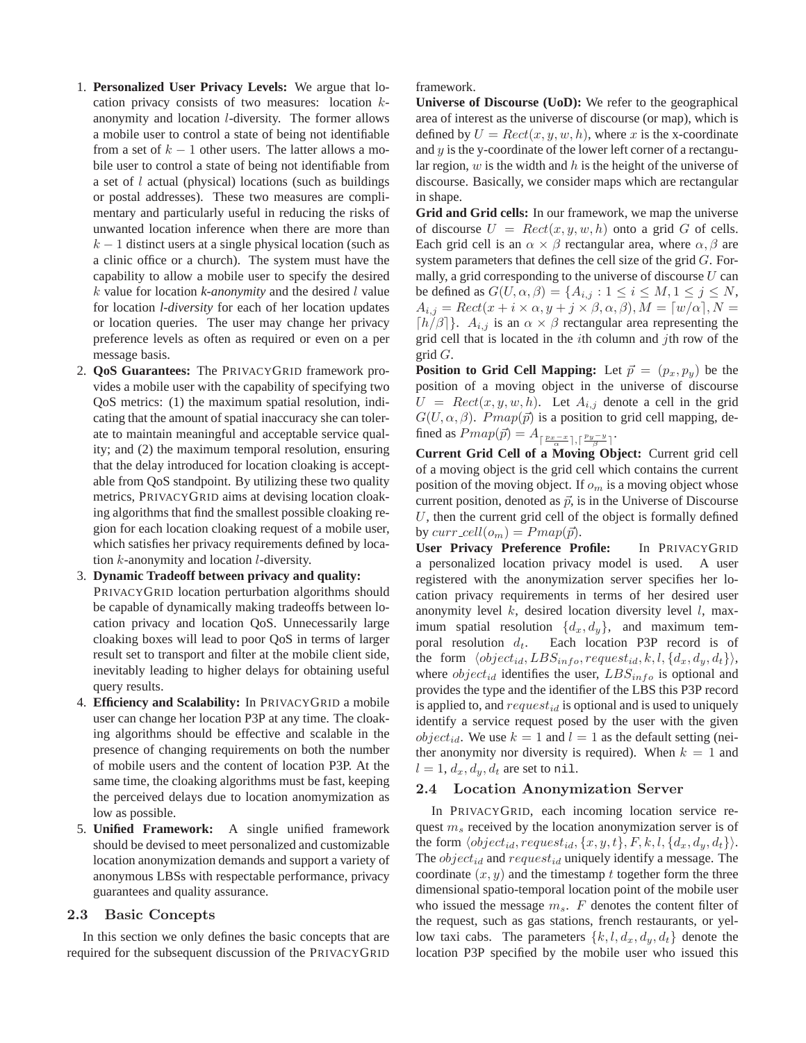1. **Personalized User Privacy Levels:** We argue that location privacy consists of two measures: location $k$-anonymity and location $l$-diversity. The former allows a mobile user to control a state of being not identifiable from a set of $k-1$ other users. The latter allows a mobile user to control a state of being not identifiable from a set of $l$ actual (physical) locations (such as buildings or postal addresses). These two measures are complimentary and particularly useful in reducing the risks of unwanted location inference when there are more than $k-1$ distinct users at a single physical location (such as a clinic office or a church). The system must have the capability to allow a mobile user to specify the desired $k$ value for location *k-anonymity* and the desired $l$ value for location *l-diversity* for each of her location updates or location queries. The user may change her privacy preference levels as often as required or even on a per message basis.
2. **QoS Guarantees:** The PRIVACYGRID framework provides a mobile user with the capability of specifying two QoS metrics: (1) the maximum spatial resolution, indicating that the amount of spatial inaccuracy she can tolerate to maintain meaningful and acceptable service quality; and (2) the maximum temporal resolution, ensuring that the delay introduced for location cloaking is acceptable from QoS standpoint. By utilizing these two quality metrics, PRIVACYGRID aims at devising location cloaking algorithms that find the smallest possible cloaking region for each location cloaking request of a mobile user, which satisfies her privacy requirements defined by location $k$-anonymity and location $l$-diversity.
3. **Dynamic Tradeoff between privacy and quality:** PRIVACYGRID location perturbation algorithms should be capable of dynamically making tradeoffs between location privacy and location QoS. Unnecessarily large cloaking boxes will lead to poor QoS in terms of larger result set to transport and filter at the mobile client side, inevitably leading to higher delays for obtaining useful query results.
4. **Efficiency and Scalability:** In PRIVACYGRID a mobile user can change her location P3P at any time. The cloaking algorithms should be effective and scalable in the presence of changing requirements on both the number of mobile users and the content of location P3P. At the same time, the cloaking algorithms must be fast, keeping the perceived delays due to location anonymization as low as possible.
5. **Unified Framework:** A single unified framework should be devised to meet personalized and customizable location anonymization demands and support a variety of anonymous LBSs with respectable performance, privacy guarantees and quality assurance.

## 2.3 Basic Concepts

In this section we only defines the basic concepts that are required for the subsequent discussion of the PRIVACYGRID framework.

**Universe of Discourse (UoD):** We refer to the geographical area of interest as the universe of discourse (or map), which is defined by $U = Rect(x, y, w, h)$, where $x$ is the x-coordinate and $y$ is the y-coordinate of the lower left corner of a rectangular region, $w$ is the width and $h$ is the height of the universe of discourse. Basically, we consider maps which are rectangular in shape.

**Grid and Grid cells:** In our framework, we map the universe of discourse $U = Rect(x, y, w, h)$ onto a grid $G$ of cells. Each grid cell is an $\alpha \times \beta$ rectangular area, where $\alpha, \beta$ are system parameters that defines the cell size of the grid $G$. Formally, a grid corresponding to the universe of discourse $U$ can be defined as $G(U, \alpha, \beta) = \{A_{i,j} : 1 \leq i \leq M, 1 \leq j \leq N, A_{i,j} = Rect(x + i \times \alpha, y + j \times \beta, \alpha, \beta), M = \lceil w/\alpha \rceil, N = \lceil h/\beta \rceil\}$. $A_{i,j}$ is an $\alpha \times \beta$ rectangular area representing the grid cell that is located in the $i$th column and $j$th row of the grid $G$.

**Position to Grid Cell Mapping:** Let $\vec{p} = (p_x, p_y)$ be the position of a moving object in the universe of discourse $U = Rect(x, y, w, h)$. Let $A_{i,j}$ denote a cell in the grid $G(U, \alpha, \beta)$. $Pmap(\vec{p})$ is a position to grid cell mapping, defined as $Pmap(\vec{p}) = A_{\lceil \frac{p_x - x}{\alpha} \rceil, \lceil \frac{p_y - y}{\beta} \rceil}$.

**Current Grid Cell of a Moving Object:** Current grid cell of a moving object is the grid cell which contains the current position of the moving object. If $o_m$ is a moving object whose current position, denoted as $\vec{p}$, is in the Universe of Discourse $U$, then the current grid cell of the object is formally defined by $curr\_cell(o_m) = Pmap(\vec{p})$.

**User Privacy Preference Profile:** In PRIVACYGRID a personalized location privacy model is used. A user registered with the anonymization server specifies her location privacy requirements in terms of her desired user anonymity level $k$, desired location diversity level $l$, maximum spatial resolution $\{d_x, d_y\}$, and maximum temporal resolution $d_t$. Each location P3P record is of the form $\langle object_{id}, LBS_{info}, request_{id}, k, l, \{d_x, d_y, d_t\}\rangle$, where $object_{id}$ identifies the user, $LBS_{info}$ is optional and provides the type and the identifier of the LBS this P3P record is applied to, and $request_{id}$ is optional and is used to uniquely identify a service request posed by the user with the given $object_{id}$. We use $k = 1$ and $l = 1$ as the default setting (neither anonymity nor diversity is required). When $k = 1$ and $l = 1$, $d_x, d_y, d_t$ are set to `nil`.

## 2.4 Location Anonymization Server

In PRIVACYGRID, each incoming location service request $m_s$ received by the location anonymization server is of the form $\langle object_{id}, request_{id}, \{x, y, t\}, F, k, l, \{d_x, d_y, d_t\}\rangle$. The $object_{id}$ and $request_{id}$ uniquely identify a message. The coordinate $(x, y)$ and the timestamp $t$ together form the three dimensional spatio-temporal location point of the mobile user who issued the message $m_s$. $F$ denotes the content filter of the request, such as gas stations, french restaurants, or yellow taxi cabs. The parameters $\{k, l, d_x, d_y, d_t\}$ denote the location P3P specified by the mobile user who issued this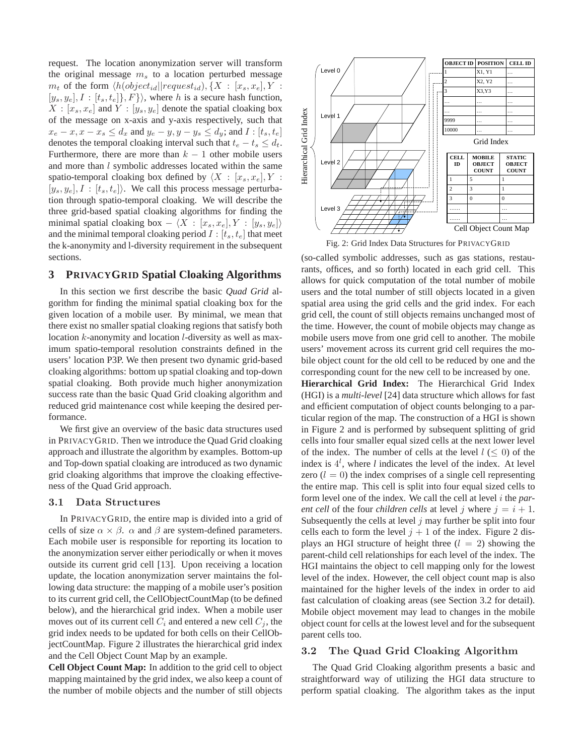request. The location anonymization server will transform the original message $m_s$ to a location perturbed message $m_t$ of the form $\langle h(object_{id}||request_{id}), \{X : [x_s, x_e], Y : [y_s, y_e], I : [t_s, t_e]\}, F\}\rangle$, where $h$ is a secure hash function, $X : [x_s, x_e]$ and $Y : [y_s, y_e]$ denote the spatial cloaking box of the message on x-axis and y-axis respectively, such that $x_e - x, x - x_s \leq d_x$ and $y_e - y, y - y_s \leq d_y$; and $I : [t_s, t_e]$ denotes the temporal cloaking interval such that $t_e - t_s \leq d_t$. Furthermore, there are more than $k - 1$ other mobile users and more than $l$ symbolic addresses located within the same spatio-temporal cloaking box defined by $\langle X : [x_s, x_e], Y : [y_s, y_e], I : [t_s, t_e]\rangle$. We call this process message perturbation through spatio-temporal cloaking. We will describe the three grid-based spatial cloaking algorithms for finding the minimal spatial cloaking box – $\langle X : [x_s, x_e], Y : [y_s, y_e]\rangle$ and the minimal temporal cloaking period $I : [t_s, t_e]$ that meet the k-anonymity and l-diversity requirement in the subsequent sections.

## 3 PRIVACYGRID Spatial Cloaking Algorithms

In this section we first describe the basic *Quad Grid* algorithm for finding the minimal spatial cloaking box for the given location of a mobile user. By minimal, we mean that there exist no smaller spatial cloaking regions that satisfy both location $k$-anonymity and location $l$-diversity as well as maximum spatio-temporal resolution constraints defined in the users' location P3P. We then present two dynamic grid-based cloaking algorithms: bottom up spatial cloaking and top-down spatial cloaking. Both provide much higher anonymization success rate than the basic Quad Grid cloaking algorithm and reduced grid maintenance cost while keeping the desired performance.

We first give an overview of the basic data structures used in PRIVACYGRID. Then we introduce the Quad Grid cloaking approach and illustrate the algorithm by examples. Bottom-up and Top-down spatial cloaking are introduced as two dynamic grid cloaking algorithms that improve the cloaking effectiveness of the Quad Grid approach.

### 3.1 Data Structures

In PRIVACYGRID, the entire map is divided into a grid of cells of size $\alpha \times \beta$. $\alpha$ and $\beta$ are system-defined parameters. Each mobile user is responsible for reporting its location to the anonymization server either periodically or when it moves outside its current grid cell [13]. Upon receiving a location update, the location anonymization server maintains the following data structure: the mapping of a mobile user's position to its current grid cell, the CellObjectCountMap (to be defined below), and the hierarchical grid index. When a mobile user moves out of its current cell $C_i$ and entered a new cell $C_j$, the grid index needs to be updated for both cells on their CellObjectCountMap. Figure 2 illustrates the hierarchical grid index and the Cell Object Count Map by an example.

**Cell Object Count Map:** In addition to the grid cell to object mapping maintained by the grid index, we also keep a count of the number of mobile objects and the number of still objects

| OBJECT ID | POSITION | CELL ID |
|---|---|---|
| 1 | X1, Y1 | … |
| 2 | X2, Y2 | … |
| 3 | X3,Y3 | … |
| … | … | … |
| … | … | … |
| 9999 | … | … |
| 10000 | … | … |

Grid Index

| CELL ID | MOBILE OBJECT COUNT | STATIC OBJECT COUNT |
|---|---|---|
| 1 | 5 | 1 |
| 2 | 3 | 1 |
| 3 | 0 | 0 |
| …… | | … |
| …… | | … |

Cell Object Count Map

Fig. 2: Grid Index Data Structures for PRIVACYGRID

(so-called symbolic addresses, such as gas stations, restaurants, offices, and so forth) located in each grid cell. This allows for quick computation of the total number of mobile users and the total number of still objects located in a given spatial area using the grid cells and the grid index. For each grid cell, the count of still objects remains unchanged most of the time. However, the count of mobile objects may change as mobile users move from one grid cell to another. The mobile users' movement across its current grid cell requires the mobile object count for the old cell to be reduced by one and the corresponding count for the new cell to be increased by one.

**Hierarchical Grid Index:** The Hierarchical Grid Index (HGI) is a *multi-level* [24] data structure which allows for fast and efficient computation of object counts belonging to a particular region of the map. The construction of a HGI is shown in Figure 2 and is performed by subsequent splitting of grid cells into four smaller equal sized cells at the next lower level of the index. The number of cells at the level $l$ ($\leq 0$) of the index is $4^l$, where *l* indicates the level of the index. At level zero ($l = 0$) the index comprises of a single cell representing the entire map. This cell is split into four equal sized cells to form level one of the index. We call the cell at level $i$ the *parent cell* of the four *children cells* at level $j$ where $j = i + 1$. Subsequently the cells at level $j$ may further be split into four cells each to form the level $j + 1$ of the index. Figure 2 displays an HGI structure of height three ($l = 2$) showing the parent-child cell relationships for each level of the index. The HGI maintains the object to cell mapping only for the lowest level of the index. However, the cell object count map is also maintained for the higher levels of the index in order to aid fast calculation of cloaking areas (see Section 3.2 for detail). Mobile object movement may lead to changes in the mobile object count for cells at the lowest level and for the subsequent parent cells too.

### 3.2 The Quad Grid Cloaking Algorithm

The Quad Grid Cloaking algorithm presents a basic and straightforward way of utilizing the HGI data structure to perform spatial cloaking. The algorithm takes as the input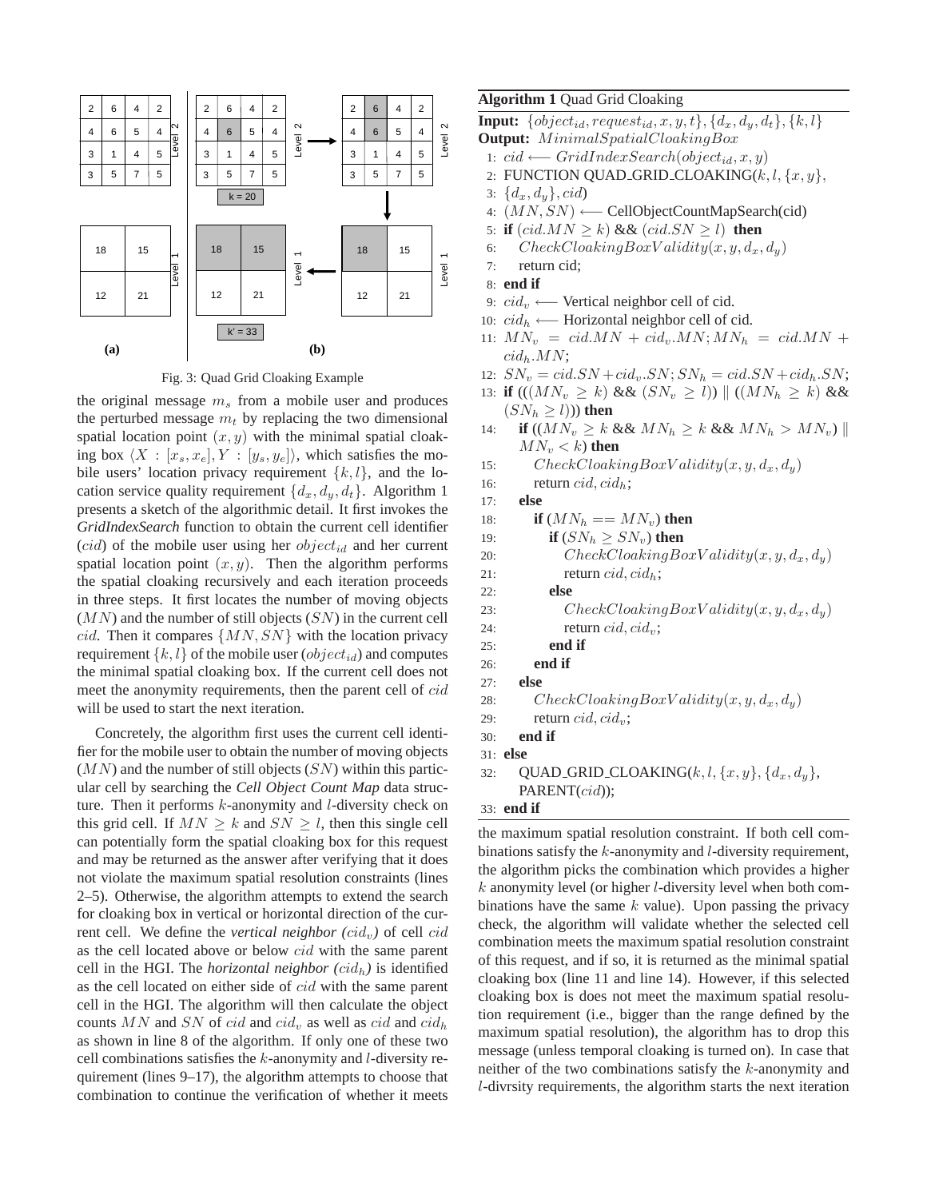Fig. 3: Quad Grid Cloaking Example

the original message $m_s$ from a mobile user and produces the perturbed message $m_t$ by replacing the two dimensional spatial location point $(x, y)$ with the minimal spatial cloaking box $\langle X : [x_s, x_e], Y : [y_s, y_e]\rangle$, which satisfies the mobile users' location privacy requirement $\{k, l\}$, and the location service quality requirement $\{d_x, d_y, d_t\}$. Algorithm 1 presents a sketch of the algorithmic detail. It first invokes the *GridIndexSearch* function to obtain the current cell identifier ($cid$) of the mobile user using her $object_{id}$ and her current spatial location point $(x, y)$. Then the algorithm performs the spatial cloaking recursively and each iteration proceeds in three steps. It first locates the number of moving objects ($MN$) and the number of still objects ($SN$) in the current cell $cid$. Then it compares $\{MN, SN\}$ with the location privacy requirement $\{k, l\}$ of the mobile user ($object_{id}$) and computes the minimal spatial cloaking box. If the current cell does not meet the anonymity requirements, then the parent cell of $cid$ will be used to start the next iteration.

Concretely, the algorithm first uses the current cell identifier for the mobile user to obtain the number of moving objects ($MN$) and the number of still objects ($SN$) within this particular cell by searching the *Cell Object Count Map* data structure. Then it performs $k$-anonymity and $l$-diversity check on this grid cell. If $MN \geq k$ and $SN \geq l$, then this single cell can potentially form the spatial cloaking box for this request and may be returned as the answer after verifying that it does not violate the maximum spatial resolution constraints (lines 2–5). Otherwise, the algorithm attempts to extend the search for cloaking box in vertical or horizontal direction of the current cell. We define the *vertical neighbor ($cid_v$)* of cell $cid$ as the cell located above or below $cid$ with the same parent cell in the HGI. The *horizontal neighbor ($cid_h$)* is identified as the cell located on either side of $cid$ with the same parent cell in the HGI. The algorithm will then calculate the object counts $MN$ and $SN$ of $cid$ and $cid_v$ as well as $cid$ and $cid_h$ as shown in line 8 of the algorithm. If only one of these two cell combinations satisfies the $k$-anonymity and $l$-diversity requirement (lines 9–17), the algorithm attempts to choose that combination to continue the verification of whether it meets

**Algorithm 1** Quad Grid Cloaking

**Input:** $\{object_{id}, request_{id}, x, y, t\}, \{d_x, d_y, d_t\}, \{k, l\}$
**Output:** $MinimalSpatialCloakingBox$

```
1:  cid ⟵ GridIndexSearch(object_id, x, y)
2:  FUNCTION QUAD_GRID_CLOAKING(k, l, {x, y},
3:  {d_x, d_y}, cid)
4:  (MN, SN) ⟵ CellObjectCountMapSearch(cid)
5:  if (cid.MN ≥ k) && (cid.SN ≥ l) then
6:     CheckCloakingBoxValidity(x, y, d_x, d_y)
7:     return cid;
8:  end if
9:  cid_v ⟵ Vertical neighbor cell of cid.
10: cid_h ⟵ Horizontal neighbor cell of cid.
11: MN_v = cid.MN + cid_v.MN; MN_h = cid.MN + cid_h.MN;
12: SN_v = cid.SN + cid_v.SN; SN_h = cid.SN + cid_h.SN;
13: if (((MN_v ≥ k) && (SN_v ≥ l)) || ((MN_h ≥ k) && (SN_h ≥ l))) then
14:    if ((MN_v ≥ k && MN_h ≥ k && MN_h > MN_v) || MN_v < k) then
15:       CheckCloakingBoxValidity(x, y, d_x, d_y)
16:       return cid, cid_h;
17:    else
18:       if (MN_h == MN_v) then
19:          if (SN_h ≥ SN_v) then
20:             CheckCloakingBoxValidity(x, y, d_x, d_y)
21:             return cid, cid_h;
22:          else
23:             CheckCloakingBoxValidity(x, y, d_x, d_y)
24:             return cid, cid_v;
25:          end if
26:       end if
27:    else
28:       CheckCloakingBoxValidity(x, y, d_x, d_y)
29:       return cid, cid_v;
30:    end if
31: else
32:    QUAD_GRID_CLOAKING(k, l, {x, y}, {d_x, d_y}, PARENT(cid));
33: end if
```

the maximum spatial resolution constraint. If both cell combinations satisfy the $k$-anonymity and $l$-diversity requirement, the algorithm picks the combination which provides a higher $k$ anonymity level (or higher $l$-diversity level when both combinations have the same $k$ value). Upon passing the privacy check, the algorithm will validate whether the selected cell combination meets the maximum spatial resolution constraint of this request, and if so, it is returned as the minimal spatial cloaking box (line 11 and line 14). However, if this selected cloaking box is does not meet the maximum spatial resolution requirement (i.e., bigger than the range defined by the maximum spatial resolution), the algorithm has to drop this message (unless temporal cloaking is turned on). In case that neither of the two combinations satisfy the $k$-anonymity and $l$-divrsity requirements, the algorithm starts the next iteration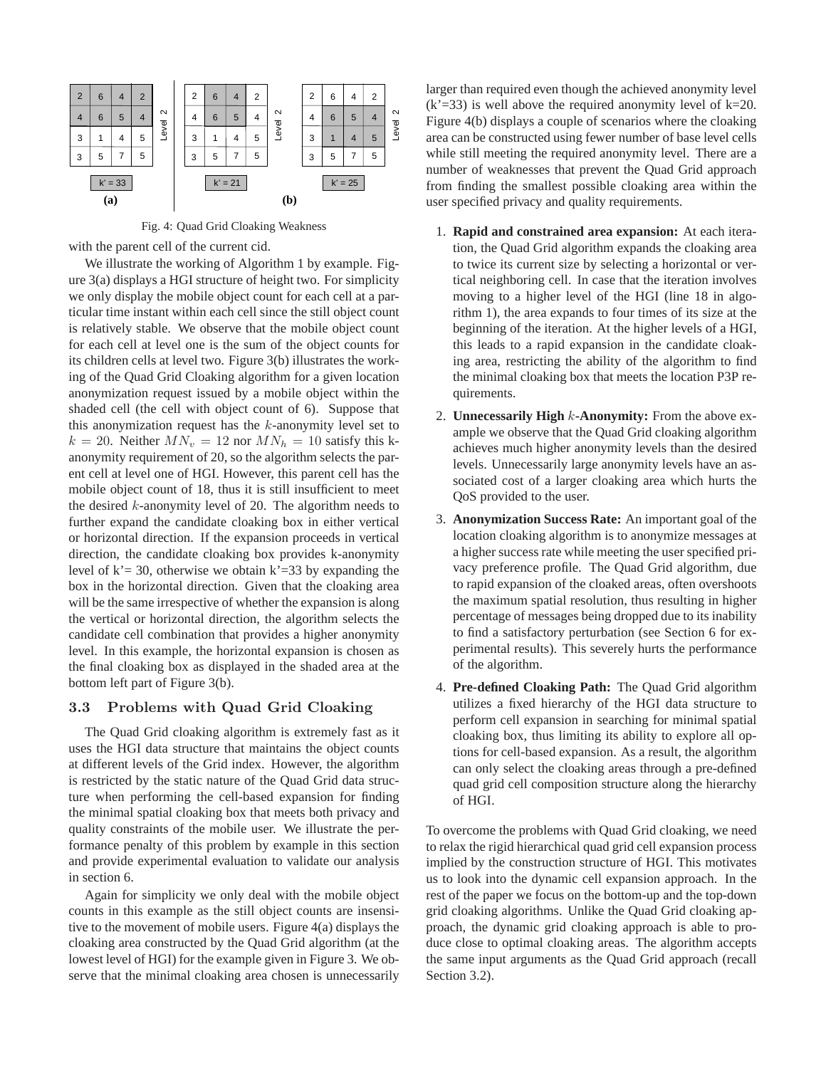| 2 | 6 | 4 | 2 |
|---|---|---|---|
| 4 | 6 | 5 | 4 |
| 3 | 1 | 4 | 5 |
| 3 | 5 | 7 | 5 |

Level 2

k' = 33

**(a)**

| 2 | 6 | 4 | 2 |
|---|---|---|---|
| 4 | 6 | 5 | 4 |
| 3 | 1 | 4 | 5 |
| 3 | 5 | 7 | 5 |

Level 2

k' = 21

| 2 | 6 | 4 | 2 |
|---|---|---|---|
| 4 | 6 | 5 | 4 |
| 3 | 1 | 4 | 5 |
| 3 | 5 | 7 | 5 |

Level 2

k' = 25

**(b)**

Fig. 4: Quad Grid Cloaking Weakness

with the parent cell of the current cid.

We illustrate the working of Algorithm 1 by example. Figure 3(a) displays a HGI structure of height two. For simplicity we only display the mobile object count for each cell at a particular time instant within each cell since the still object count is relatively stable. We observe that the mobile object count for each cell at level one is the sum of the object counts for its children cells at level two. Figure 3(b) illustrates the working of the Quad Grid Cloaking algorithm for a given location anonymization request issued by a mobile object within the shaded cell (the cell with object count of 6). Suppose that this anonymization request has the $k$-anonymity level set to $k = 20$. Neither $MN_v = 12$ nor $MN_h = 10$ satisfy this k-anonymity requirement of 20, so the algorithm selects the parent cell at level one of HGI. However, this parent cell has the mobile object count of 18, thus it is still insufficient to meet the desired $k$-anonymity level of 20. The algorithm needs to further expand the candidate cloaking box in either vertical or horizontal direction. If the expansion proceeds in vertical direction, the candidate cloaking box provides k-anonymity level of k'= 30, otherwise we obtain k'=33 by expanding the box in the horizontal direction. Given that the cloaking area will be the same irrespective of whether the expansion is along the vertical or horizontal direction, the algorithm selects the candidate cell combination that provides a higher anonymity level. In this example, the horizontal expansion is chosen as the final cloaking box as displayed in the shaded area at the bottom left part of Figure 3(b).

## 3.3 Problems with Quad Grid Cloaking

The Quad Grid cloaking algorithm is extremely fast as it uses the HGI data structure that maintains the object counts at different levels of the Grid index. However, the algorithm is restricted by the static nature of the Quad Grid data structure when performing the cell-based expansion for finding the minimal spatial cloaking box that meets both privacy and quality constraints of the mobile user. We illustrate the performance penalty of this problem by example in this section and provide experimental evaluation to validate our analysis in section 6.

Again for simplicity we only deal with the mobile object counts in this example as the still object counts are insensitive to the movement of mobile users. Figure 4(a) displays the cloaking area constructed by the Quad Grid algorithm (at the lowest level of HGI) for the example given in Figure 3. We observe that the minimal cloaking area chosen is unnecessarily larger than required even though the achieved anonymity level (k'=33) is well above the required anonymity level of k=20. Figure 4(b) displays a couple of scenarios where the cloaking area can be constructed using fewer number of base level cells while still meeting the required anonymity level. There are a number of weaknesses that prevent the Quad Grid approach from finding the smallest possible cloaking area within the user specified privacy and quality requirements.

1. **Rapid and constrained area expansion:** At each iteration, the Quad Grid algorithm expands the cloaking area to twice its current size by selecting a horizontal or vertical neighboring cell. In case that the iteration involves moving to a higher level of the HGI (line 18 in algorithm 1), the area expands to four times of its size at the beginning of the iteration. At the higher levels of a HGI, this leads to a rapid expansion in the candidate cloaking area, restricting the ability of the algorithm to find the minimal cloaking box that meets the location P3P requirements.
2. **Unnecessarily High $k$-Anonymity:** From the above example we observe that the Quad Grid cloaking algorithm achieves much higher anonymity levels than the desired levels. Unnecessarily large anonymity levels have an associated cost of a larger cloaking area which hurts the QoS provided to the user.
3. **Anonymization Success Rate:** An important goal of the location cloaking algorithm is to anonymize messages at a higher success rate while meeting the user specified privacy preference profile. The Quad Grid algorithm, due to rapid expansion of the cloaked areas, often overshoots the maximum spatial resolution, thus resulting in higher percentage of messages being dropped due to its inability to find a satisfactory perturbation (see Section 6 for experimental results). This severely hurts the performance of the algorithm.
4. **Pre-defined Cloaking Path:** The Quad Grid algorithm utilizes a fixed hierarchy of the HGI data structure to perform cell expansion in searching for minimal spatial cloaking box, thus limiting its ability to explore all options for cell-based expansion. As a result, the algorithm can only select the cloaking areas through a pre-defined quad grid cell composition structure along the hierarchy of HGI.

To overcome the problems with Quad Grid cloaking, we need to relax the rigid hierarchical quad grid cell expansion process implied by the construction structure of HGI. This motivates us to look into the dynamic cell expansion approach. In the rest of the paper we focus on the bottom-up and the top-down grid cloaking algorithms. Unlike the Quad Grid cloaking approach, the dynamic grid cloaking approach is able to produce close to optimal cloaking areas. The algorithm accepts the same input arguments as the Quad Grid approach (recall Section 3.2).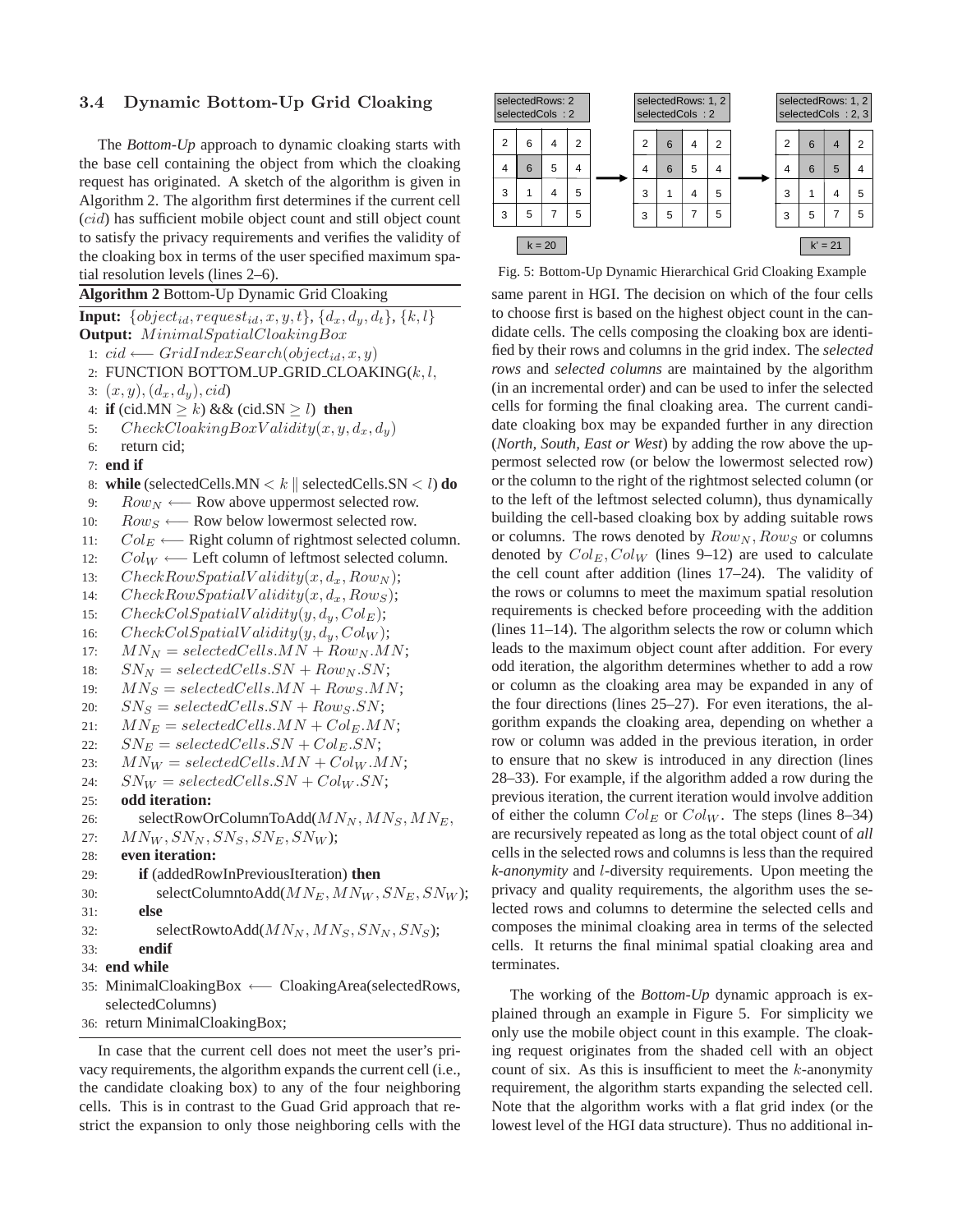### 3.4 Dynamic Bottom-Up Grid Cloaking

The *Bottom-Up* approach to dynamic cloaking starts with the base cell containing the object from which the cloaking request has originated. A sketch of the algorithm is given in Algorithm 2. The algorithm first determines if the current cell ($cid$) has sufficient mobile object count and still object count to satisfy the privacy requirements and verifies the validity of the cloaking box in terms of the user specified maximum spatial resolution levels (lines 2–6).

**Algorithm 2** Bottom-Up Dynamic Grid Cloaking

**Input:** $\{object_{id}, request_{id}, x, y, t\}$, $\{d_x, d_y, d_t\}$, $\{k, l\}$
**Output:** $MinimalSpatialCloakingBox$

```
1: cid ⟵ GridIndexSearch(object_id, x, y)
2: FUNCTION BOTTOM_UP_GRID_CLOAKING(k, l,
3: (x, y), (d_x, d_y), cid)
4: if (cid.MN ≥ k) && (cid.SN ≥ l) then
5:     CheckCloakingBoxValidity(x, y, d_x, d_y)
6:     return cid;
7: end if
8: while (selectedCells.MN < k || selectedCells.SN < l) do
9:     Row_N ⟵ Row above uppermost selected row.
10:    Row_S ⟵ Row below lowermost selected row.
11:    Col_E ⟵ Right column of rightmost selected column.
12:    Col_W ⟵ Left column of leftmost selected column.
13:    CheckRowSpatialValidity(x, d_x, Row_N);
14:    CheckRowSpatialValidity(x, d_x, Row_S);
15:    CheckColSpatialValidity(y, d_y, Col_E);
16:    CheckColSpatialValidity(y, d_y, Col_W);
17:    MN_N = selectedCells.MN + Row_N.MN;
18:    SN_N = selectedCells.SN + Row_N.SN;
19:    MN_S = selectedCells.MN + Row_S.MN;
20:    SN_S = selectedCells.SN + Row_S.SN;
21:    MN_E = selectedCells.MN + Col_E.MN;
22:    SN_E = selectedCells.SN + Col_E.SN;
23:    MN_W = selectedCells.MN + Col_W.MN;
24:    SN_W = selectedCells.SN + Col_W.SN;
25:    odd iteration:
26:        selectRowOrColumnToAdd(MN_N, MN_S, MN_E,
27:    MN_W, SN_N, SN_S, SN_E, SN_W);
28:    even iteration:
29:        if (addedRowInPreviousIteration) then
30:            selectColumntoAdd(MN_E, MN_W, SN_E, SN_W);
31:        else
32:            selectRowtoAdd(MN_N, MN_S, SN_N, SN_S);
33:        endif
34: end while
35: MinimalCloakingBox ⟵ CloakingArea(selectedRows,
    selectedColumns)
36: return MinimalCloakingBox;
```

In case that the current cell does not meet the user's privacy requirements, the algorithm expands the current cell (i.e., the candidate cloaking box) to any of the four neighboring cells. This is in contrast to the Guad Grid approach that restrict the expansion to only those neighboring cells with the same parent in HGI. The decision on which of the four cells to choose first is based on the highest object count in the candidate cells. The cells composing the cloaking box are identified by their rows and columns in the grid index. The *selected rows* and *selected columns* are maintained by the algorithm (in an incremental order) and can be used to infer the selected cells for forming the final cloaking area. The current candidate cloaking box may be expanded further in any direction (*North, South, East or West*) by adding the row above the uppermost selected row (or below the lowermost selected row) or the column to the right of the rightmost selected column (or to the left of the leftmost selected column), thus dynamically building the cell-based cloaking box by adding suitable rows or columns. The rows denoted by $Row_N, Row_S$ or columns denoted by $Col_E, Col_W$ (lines 9–12) are used to calculate the cell count after addition (lines 17–24). The validity of the rows or columns to meet the maximum spatial resolution requirements is checked before proceeding with the addition (lines 11–14). The algorithm selects the row or column which leads to the maximum object count after addition. For every odd iteration, the algorithm determines whether to add a row or column as the cloaking area may be expanded in any of the four directions (lines 25–27). For even iterations, the algorithm expands the cloaking area, depending on whether a row or column was added in the previous iteration, in order to ensure that no skew is introduced in any direction (lines 28–33). For example, if the algorithm added a row during the previous iteration, the current iteration would involve addition of either the column $Col_E$ or $Col_W$. The steps (lines 8–34) are recursively repeated as long as the total object count of *all* cells in the selected rows and columns is less than the required *k-anonymity* and $l$-diversity requirements. Upon meeting the privacy and quality requirements, the algorithm uses the selected rows and columns to determine the selected cells and composes the minimal cloaking area in terms of the selected cells. It returns the final minimal spatial cloaking area and terminates.

| selectedRows: 2, selectedCols: 2 | | | |
|---|---|---|---|
| 2 | 6 | 4 | 2 |
| 4 | 6 | 5 | 4 |
| 3 | 1 | 4 | 5 |
| 3 | 5 | 7 | 5 |

k = 20

| selectedRows: 1, 2, selectedCols: 2 | | | |
|---|---|---|---|
| 2 | 6 | 4 | 2 |
| 4 | 6 | 5 | 4 |
| 3 | 1 | 4 | 5 |
| 3 | 5 | 7 | 5 |

| selectedRows: 1, 2, selectedCols: 2, 3 | | | |
|---|---|---|---|
| 2 | 6 | 4 | 2 |
| 4 | 6 | 5 | 4 |
| 3 | 1 | 4 | 5 |
| 3 | 5 | 7 | 5 |

k' = 21

Fig. 5: Bottom-Up Dynamic Hierarchical Grid Cloaking Example

The working of the *Bottom-Up* dynamic approach is explained through an example in Figure 5. For simplicity we only use the mobile object count in this example. The cloaking request originates from the shaded cell with an object count of six. As this is insufficient to meet the $k$-anonymity requirement, the algorithm starts expanding the selected cell. Note that the algorithm works with a flat grid index (or the lowest level of the HGI data structure). Thus no additional in-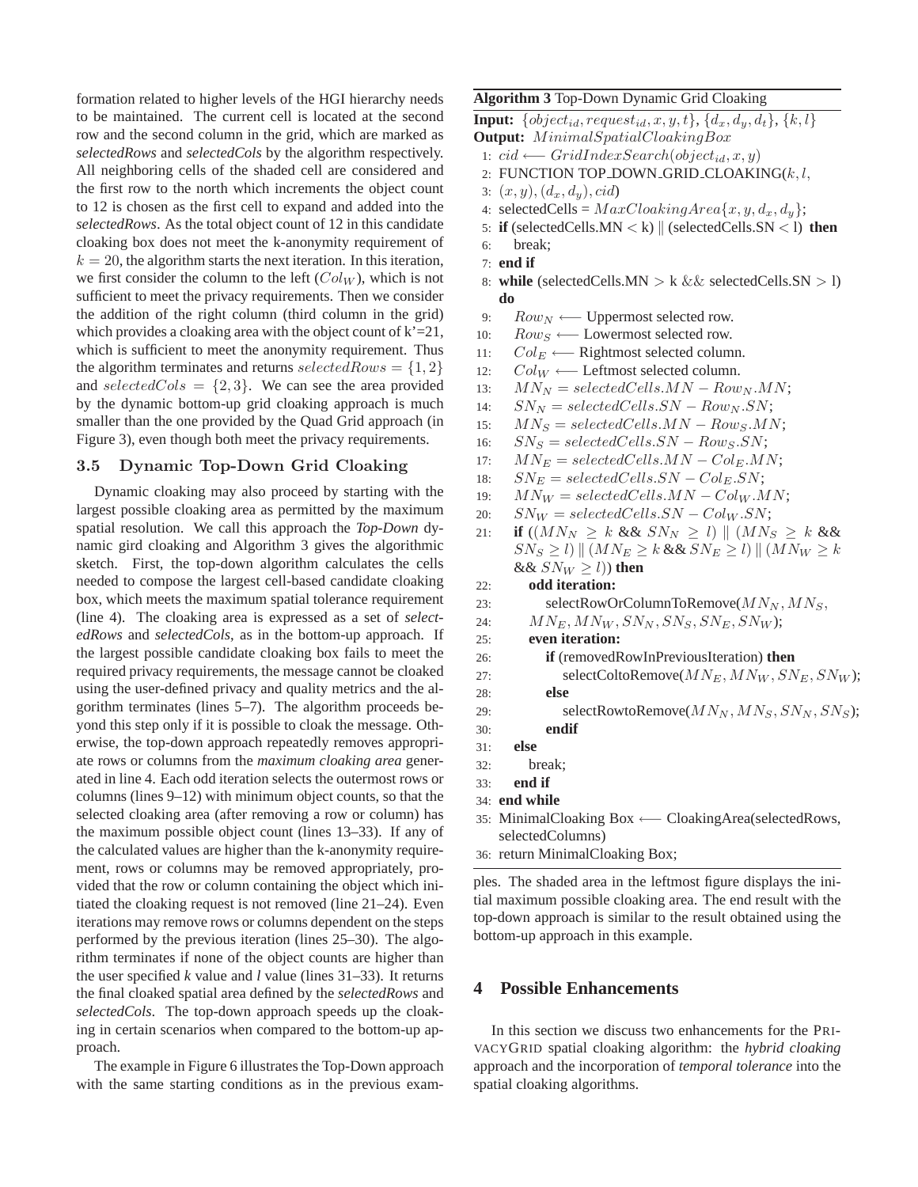formation related to higher levels of the HGI hierarchy needs to be maintained. The current cell is located at the second row and the second column in the grid, which are marked as *selectedRows* and *selectedCols* by the algorithm respectively. All neighboring cells of the shaded cell are considered and the first row to the north which increments the object count to 12 is chosen as the first cell to expand and added into the *selectedRows*. As the total object count of 12 in this candidate cloaking box does not meet the k-anonymity requirement of $k = 20$, the algorithm starts the next iteration. In this iteration, we first consider the column to the left ($Col_W$), which is not sufficient to meet the privacy requirements. Then we consider the addition of the right column (third column in the grid) which provides a cloaking area with the object count of k'=21, which is sufficient to meet the anonymity requirement. Thus the algorithm terminates and returns $selectedRows = \{1, 2\}$ and $selectedCols = \{2, 3\}$. We can see the area provided by the dynamic bottom-up grid cloaking approach is much smaller than the one provided by the Quad Grid approach (in Figure 3), even though both meet the privacy requirements.

### 3.5 Dynamic Top-Down Grid Cloaking

Dynamic cloaking may also proceed by starting with the largest possible cloaking area as permitted by the maximum spatial resolution. We call this approach the *Top-Down* dynamic gird cloaking and Algorithm 3 gives the algorithmic sketch. First, the top-down algorithm calculates the cells needed to compose the largest cell-based candidate cloaking box, which meets the maximum spatial tolerance requirement (line 4). The cloaking area is expressed as a set of *selectedRows* and *selectedCols*, as in the bottom-up approach. If the largest possible candidate cloaking box fails to meet the required privacy requirements, the message cannot be cloaked using the user-defined privacy and quality metrics and the algorithm terminates (lines 5–7). The algorithm proceeds beyond this step only if it is possible to cloak the message. Otherwise, the top-down approach repeatedly removes appropriate rows or columns from the *maximum cloaking area* generated in line 4. Each odd iteration selects the outermost rows or columns (lines 9–12) with minimum object counts, so that the selected cloaking area (after removing a row or column) has the maximum possible object count (lines 13–33). If any of the calculated values are higher than the k-anonymity requirement, rows or columns may be removed appropriately, provided that the row or column containing the object which initiated the cloaking request is not removed (line 21–24). Even iterations may remove rows or columns dependent on the steps performed by the previous iteration (lines 25–30). The algorithm terminates if none of the object counts are higher than the user specified *k* value and *l* value (lines 31–33). It returns the final cloaked spatial area defined by the *selectedRows* and *selectedCols*. The top-down approach speeds up the cloaking in certain scenarios when compared to the bottom-up approach.

The example in Figure 6 illustrates the Top-Down approach with the same starting conditions as in the previous examples. The shaded area in the leftmost figure displays the initial maximum possible cloaking area. The end result with the top-down approach is similar to the result obtained using the bottom-up approach in this example.

**Algorithm 3** Top-Down Dynamic Grid Cloaking

**Input:** $\{object_{id}, request_{id}, x, y, t\}$, $\{d_x, d_y, d_t\}$, $\{k, l\}$
**Output:** $MinimalSpatialCloakingBox$

```
1: cid ⟵ GridIndexSearch(object_id, x, y)
2: FUNCTION TOP_DOWN_GRID_CLOAKING(k, l,
3: (x, y), (d_x, d_y), cid)
4: selectedCells = MaxCloakingArea{x, y, d_x, d_y};
5: if (selectedCells.MN < k) || (selectedCells.SN < l) then
6:    break;
7: end if
8: while (selectedCells.MN > k && selectedCells.SN > l) do
9:    Row_N ⟵ Uppermost selected row.
10:   Row_S ⟵ Lowermost selected row.
11:   Col_E ⟵ Rightmost selected column.
12:   Col_W ⟵ Leftmost selected column.
13:   MN_N = selectedCells.MN − Row_N.MN;
14:   SN_N = selectedCells.SN − Row_N.SN;
15:   MN_S = selectedCells.MN − Row_S.MN;
16:   SN_S = selectedCells.SN − Row_S.SN;
17:   MN_E = selectedCells.MN − Col_E.MN;
18:   SN_E = selectedCells.SN − Col_E.SN;
19:   MN_W = selectedCells.MN − Col_W.MN;
20:   SN_W = selectedCells.SN − Col_W.SN;
21:   if ((MN_N ≥ k && SN_N ≥ l) || (MN_S ≥ k &&
      SN_S ≥ l) || (MN_E ≥ k && SN_E ≥ l) || (MN_W ≥ k
      && SN_W ≥ l)) then
22:      odd iteration:
23:         selectRowOrColumnToRemove(MN_N, MN_S,
24:         MN_E, MN_W, SN_N, SN_S, SN_E, SN_W);
25:      even iteration:
26:         if (removedRowInPreviousIteration) then
27:            selectColtoRemove(MN_E, MN_W, SN_E, SN_W);
28:         else
29:            selectRowtoRemove(MN_N, MN_S, SN_N, SN_S);
30:         endif
31:   else
32:      break;
33:   end if
34: end while
35: MinimalCloaking Box ⟵ CloakingArea(selectedRows,
    selectedColumns)
36: return MinimalCloaking Box;
```

## 4 Possible Enhancements

In this section we discuss two enhancements for the PRIVACYGRID spatial cloaking algorithm: the *hybrid cloaking* approach and the incorporation of *temporal tolerance* into the spatial cloaking algorithms.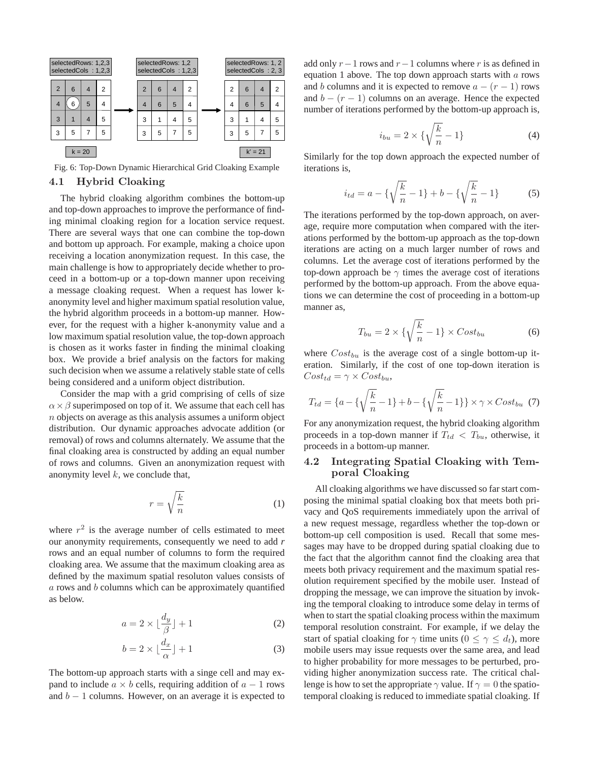Fig. 6: Top-Down Dynamic Hierarchical Grid Cloaking Example

### 4.1 Hybrid Cloaking

The hybrid cloaking algorithm combines the bottom-up and top-down approaches to improve the performance of finding minimal cloaking region for a location service request. There are several ways that one can combine the top-down and bottom up approach. For example, making a choice upon receiving a location anonymization request. In this case, the main challenge is how to appropriately decide whether to proceed in a bottom-up or a top-down manner upon receiving a message cloaking request. When a request has lower k-anonymity level and higher maximum spatial resolution value, the hybrid algorithm proceeds in a bottom-up manner. However, for the request with a higher k-anonymity value and a low maximum spatial resolution value, the top-down approach is chosen as it works faster in finding the minimal cloaking box. We provide a brief analysis on the factors for making such decision when we assume a relatively stable state of cells being considered and a uniform object distribution.

Consider the map with a grid comprising of cells of size $\alpha \times \beta$ superimposed on top of it. We assume that each cell has $n$ objects on average as this analysis assumes a uniform object distribution. Our dynamic approaches advocate addition (or removal) of rows and columns alternately. We assume that the final cloaking area is constructed by adding an equal number of rows and columns. Given an anonymization request with anonymity level $k$, we conclude that,

$$r = \sqrt{\frac{k}{n}} \tag{1}$$

where $r^2$ is the average number of cells estimated to meet our anonymity requirements, consequently we need to add $r$ rows and an equal number of columns to form the required cloaking area. We assume that the maximum cloaking area as defined by the maximum spatial resoluton values consists of $a$ rows and $b$ columns which can be approximately quantified as below.

$$a = 2 \times \lfloor \frac{d_y}{\beta} \rfloor + 1 \tag{2}$$

$$b = 2 \times \lfloor \frac{d_x}{\alpha} \rfloor + 1 \tag{3}$$

The bottom-up approach starts with a singe cell and may expand to include $a \times b$ cells, requiring addition of $a - 1$ rows and $b - 1$ columns. However, on an average it is expected to add only $r - 1$ rows and $r - 1$ columns where $r$ is as defined in equation 1 above. The top down approach starts with $a$ rows and $b$ columns and it is expected to remove $a - (r - 1)$ rows and $b - (r - 1)$ columns on an average. Hence the expected number of iterations performed by the bottom-up approach is,

$$i_{bu} = 2 \times \{\sqrt{\frac{k}{n}} - 1\} \tag{4}$$

Similarly for the top down approach the expected number of iterations is,

$$i_{td} = a - \{\sqrt{\frac{k}{n}} - 1\} + b - \{\sqrt{\frac{k}{n}} - 1\} \tag{5}$$

The iterations performed by the top-down approach, on average, require more computation when compared with the iterations performed by the bottom-up approach as the top-down iterations are acting on a much larger number of rows and columns. Let the average cost of iterations performed by the top-down approach be $\gamma$ times the average cost of iterations performed by the bottom-up approach. From the above equations we can determine the cost of proceeding in a bottom-up manner as,

$$T_{bu} = 2 \times \{\sqrt{\frac{k}{n}} - 1\} \times Cost_{bu} \tag{6}$$

where $Cost_{bu}$ is the average cost of a single bottom-up iteration. Similarly, if the cost of one top-down iteration is $Cost_{td} = \gamma \times Cost_{bu}$,

$$T_{td} = \{a - \{\sqrt{\frac{k}{n}} - 1\} + b - \{\sqrt{\frac{k}{n}} - 1\}\} \times \gamma \times Cost_{bu} \tag{7}$$

For any anonymization request, the hybrid cloaking algorithm proceeds in a top-down manner if $T_{td} < T_{bu}$, otherwise, it proceeds in a bottom-up manner.

### 4.2 Integrating Spatial Cloaking with Temporal Cloaking

All cloaking algorithms we have discussed so far start composing the minimal spatial cloaking box that meets both privacy and QoS requirements immediately upon the arrival of a new request message, regardless whether the top-down or bottom-up cell composition is used. Recall that some messages may have to be dropped during spatial cloaking due to the fact that the algorithm cannot find the cloaking area that meets both privacy requirement and the maximum spatial resolution requirement specified by the mobile user. Instead of dropping the message, we can improve the situation by invoking the temporal cloaking to introduce some delay in terms of when to start the spatial cloaking process within the maximum temporal resolution constraint. For example, if we delay the start of spatial cloaking for $\gamma$ time units ($0 \leq \gamma \leq d_t$), more mobile users may issue requests over the same area, and lead to higher probability for more messages to be perturbed, providing higher anonymization success rate. The critical challenge is how to set the appropriate $\gamma$ value. If $\gamma = 0$ the spatio-temporal cloaking is reduced to immediate spatial cloaking. If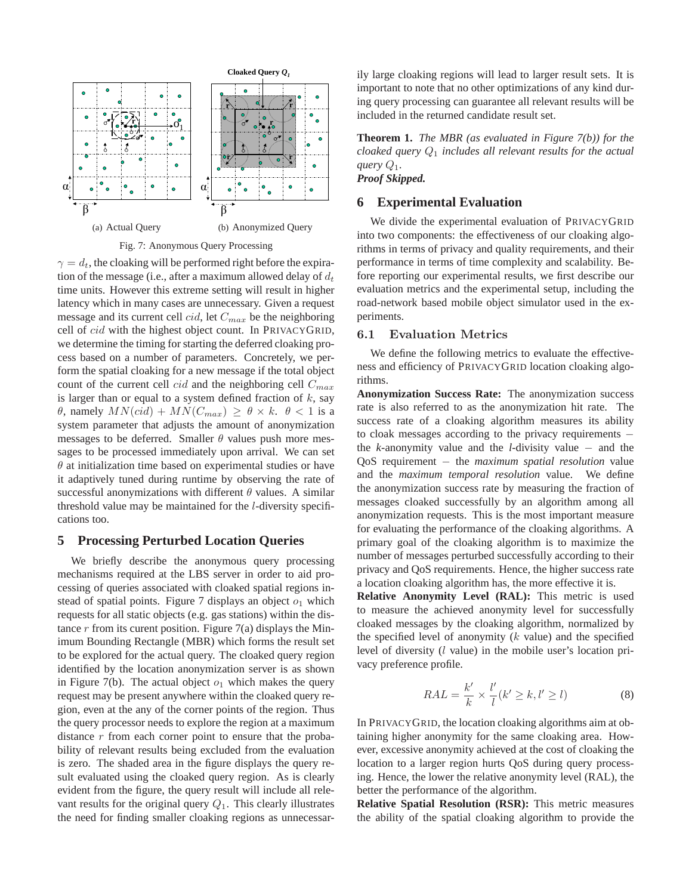(a) Actual Query

(b) Anonymized Query

Fig. 7: Anonymous Query Processing

$\gamma = d_t$, the cloaking will be performed right before the expiration of the message (i.e., after a maximum allowed delay of $d_t$ time units. However this extreme setting will result in higher latency which in many cases are unnecessary. Given a request message and its current cell $cid$, let $C_{max}$ be the neighboring cell of $cid$ with the highest object count. In PRIVACYGRID, we determine the timing for starting the deferred cloaking process based on a number of parameters. Concretely, we perform the spatial cloaking for a new message if the total object count of the current cell $cid$ and the neighboring cell $C_{max}$ is larger than or equal to a system defined fraction of $k$, say $\theta$, namely $MN(cid) + MN(C_{max}) \geq \theta \times k$. $\theta < 1$ is a system parameter that adjusts the amount of anonymization messages to be deferred. Smaller $\theta$ values push more messages to be processed immediately upon arrival. We can set $\theta$ at initialization time based on experimental studies or have it adaptively tuned during runtime by observing the rate of successful anonymizations with different $\theta$ values. A similar threshold value may be maintained for the $l$-diversity specifications too.

## 5 Processing Perturbed Location Queries

We briefly describe the anonymous query processing mechanisms required at the LBS server in order to aid processing of queries associated with cloaked spatial regions instead of spatial points. Figure 7 displays an object $o_1$ which requests for all static objects (e.g. gas stations) within the distance $r$ from its curent position. Figure 7(a) displays the Minimum Bounding Rectangle (MBR) which forms the result set to be explored for the actual query. The cloaked query region identified by the location anonymization server is as shown in Figure 7(b). The actual object $o_1$ which makes the query request may be present anywhere within the cloaked query region, even at the any of the corner points of the region. Thus the query processor needs to explore the region at a maximum distance $r$ from each corner point to ensure that the probability of relevant results being excluded from the evaluation is zero. The shaded area in the figure displays the query result evaluated using the cloaked query region. As is clearly evident from the figure, the query result will include all relevant results for the original query $Q_1$. This clearly illustrates the need for finding smaller cloaking regions as unnecessarily large cloaking regions will lead to larger result sets. It is important to note that no other optimizations of any kind during query processing can guarantee all relevant results will be included in the returned candidate result set.

**Theorem 1.** *The MBR (as evaluated in Figure 7(b)) for the cloaked query $Q_1$ includes all relevant results for the actual query $Q_1$.*
***Proof Skipped.***

## 6 Experimental Evaluation

We divide the experimental evaluation of PRIVACYGRID into two components: the effectiveness of our cloaking algorithms in terms of privacy and quality requirements, and their performance in terms of time complexity and scalability. Before reporting our experimental results, we first describe our evaluation metrics and the experimental setup, including the road-network based mobile object simulator used in the experiments.

### 6.1 Evaluation Metrics

We define the following metrics to evaluate the effectiveness and efficiency of PRIVACYGRID location cloaking algorithms.

**Anonymization Success Rate:** The anonymization success rate is also referred to as the anonymization hit rate. The success rate of a cloaking algorithm measures its ability to cloak messages according to the privacy requirements – the *k*-anonymity value and the *l*-divisity value – and the QoS requirement – the *maximum spatial resolution* value and the *maximum temporal resolution* value. We define the anonymization success rate by measuring the fraction of messages cloaked successfully by an algorithm among all anonymization requests. This is the most important measure for evaluating the performance of the cloaking algorithms. A primary goal of the cloaking algorithm is to maximize the number of messages perturbed successfully according to their privacy and QoS requirements. Hence, the higher success rate a location cloaking algorithm has, the more effective it is.

**Relative Anonymity Level (RAL):** This metric is used to measure the achieved anonymity level for successfully cloaked messages by the cloaking algorithm, normalized by the specified level of anonymity ($k$ value) and the specified level of diversity ($l$ value) in the mobile user's location privacy preference profile.

$$RAL = \frac{k'}{k} \times \frac{l'}{l}(k' \geq k, l' \geq l) \qquad (8)$$

In PRIVACYGRID, the location cloaking algorithms aim at obtaining higher anonymity for the same cloaking area. However, excessive anonymity achieved at the cost of cloaking the location to a larger region hurts QoS during query processing. Hence, the lower the relative anonymity level (RAL), the better the performance of the algorithm.

**Relative Spatial Resolution (RSR):** This metric measures the ability of the spatial cloaking algorithm to provide the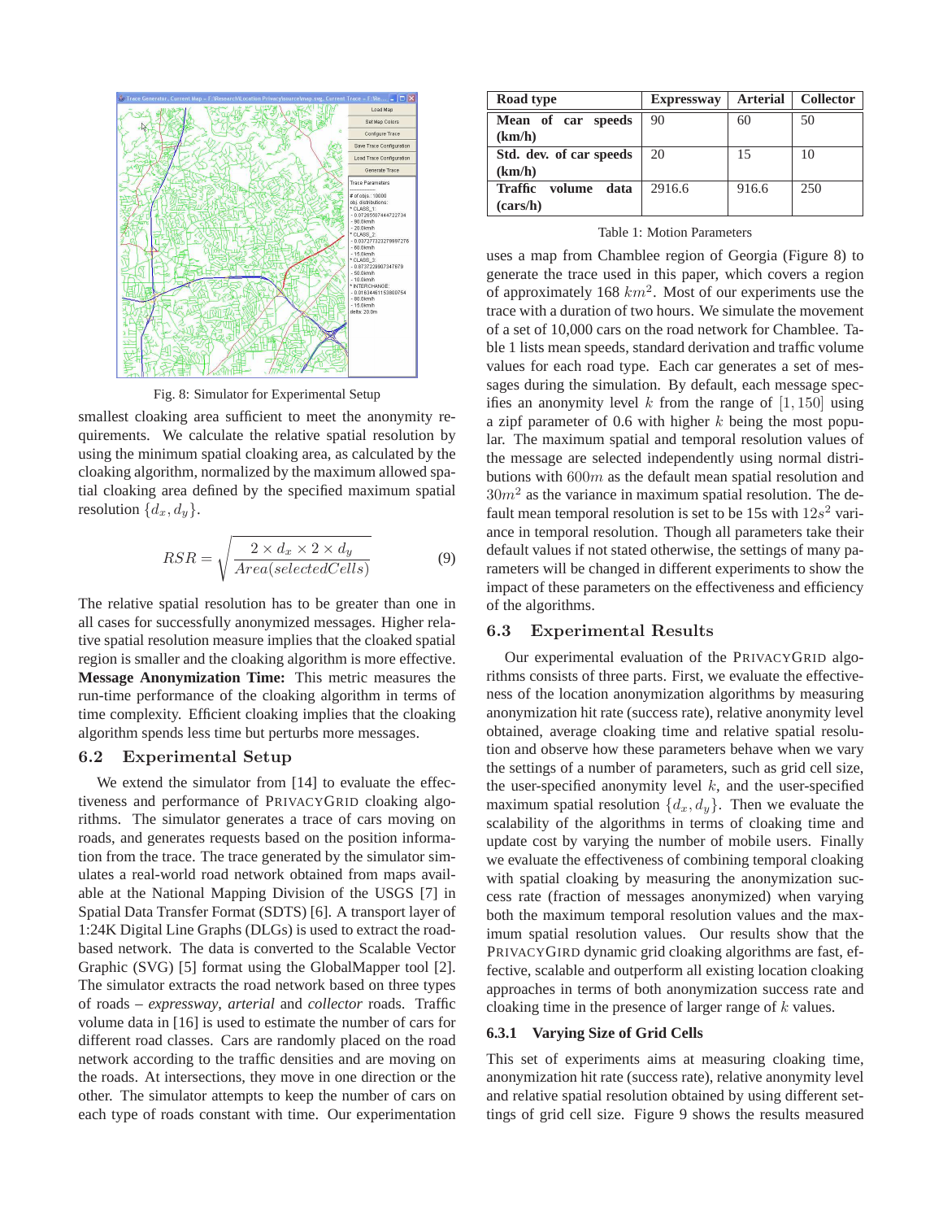Fig. 8: Simulator for Experimental Setup

smallest cloaking area sufficient to meet the anonymity requirements. We calculate the relative spatial resolution by using the minimum spatial cloaking area, as calculated by the cloaking algorithm, normalized by the maximum allowed spatial cloaking area defined by the specified maximum spatial resolution $\{d_x, d_y\}$.

$$RSR = \sqrt{\frac{2 \times d_x \times 2 \times d_y}{Area(selectedCells)}} \quad (9)$$

The relative spatial resolution has to be greater than one in all cases for successfully anonymized messages. Higher relative spatial resolution measure implies that the cloaked spatial region is smaller and the cloaking algorithm is more effective.

**Message Anonymization Time:** This metric measures the run-time performance of the cloaking algorithm in terms of time complexity. Efficient cloaking implies that the cloaking algorithm spends less time but perturbs more messages.

## 6.2 Experimental Setup

We extend the simulator from [14] to evaluate the effectiveness and performance of PRIVACYGRID cloaking algorithms. The simulator generates a trace of cars moving on roads, and generates requests based on the position information from the trace. The trace generated by the simulator simulates a real-world road network obtained from maps available at the National Mapping Division of the USGS [7] in Spatial Data Transfer Format (SDTS) [6]. A transport layer of 1:24K Digital Line Graphs (DLGs) is used to extract the road-based network. The data is converted to the Scalable Vector Graphic (SVG) [5] format using the GlobalMapper tool [2]. The simulator extracts the road network based on three types of roads – *expressway*, *arterial* and *collector* roads. Traffic volume data in [16] is used to estimate the number of cars for different road classes. Cars are randomly placed on the road network according to the traffic densities and are moving on the roads. At intersections, they move in one direction or the other. The simulator attempts to keep the number of cars on each type of roads constant with time. Our experimentation uses a map from Chamblee region of Georgia (Figure 8) to generate the trace used in this paper, which covers a region of approximately 168 $km^2$. Most of our experiments use the trace with a duration of two hours. We simulate the movement of a set of 10,000 cars on the road network for Chamblee. Table 1 lists mean speeds, standard derivation and traffic volume values for each road type. Each car generates a set of messages during the simulation. By default, each message specifies an anonymity level $k$ from the range of $[1, 150]$ using a zipf parameter of 0.6 with higher $k$ being the most popular. The maximum spatial and temporal resolution values of the message are selected independently using normal distributions with $600m$ as the default mean spatial resolution and $30m^2$ as the variance in maximum spatial resolution. The default mean temporal resolution is set to be 15s with $12s^2$ variance in temporal resolution. Though all parameters take their default values if not stated otherwise, the settings of many parameters will be changed in different experiments to show the impact of these parameters on the effectiveness and efficiency of the algorithms.

| Road type | Expressway | Arterial | Collector |
|---|---|---|---|
| Mean of car speeds (km/h) | 90 | 60 | 50 |
| Std. dev. of car speeds (km/h) | 20 | 15 | 10 |
| Traffic volume data (cars/h) | 2916.6 | 916.6 | 250 |

Table 1: Motion Parameters

## 6.3 Experimental Results

Our experimental evaluation of the PRIVACYGRID algorithms consists of three parts. First, we evaluate the effectiveness of the location anonymization algorithms by measuring anonymization hit rate (success rate), relative anonymity level obtained, average cloaking time and relative spatial resolution and observe how these parameters behave when we vary the settings of a number of parameters, such as grid cell size, the user-specified anonymity level $k$, and the user-specified maximum spatial resolution $\{d_x, d_y\}$. Then we evaluate the scalability of the algorithms in terms of cloaking time and update cost by varying the number of mobile users. Finally we evaluate the effectiveness of combining temporal cloaking with spatial cloaking by measuring the anonymization success rate (fraction of messages anonymized) when varying both the maximum temporal resolution values and the maximum spatial resolution values. Our results show that the PRIVACYGIRD dynamic grid cloaking algorithms are fast, effective, scalable and outperform all existing location cloaking approaches in terms of both anonymization success rate and cloaking time in the presence of larger range of $k$ values.

### 6.3.1 Varying Size of Grid Cells

This set of experiments aims at measuring cloaking time, anonymization hit rate (success rate), relative anonymity level and relative spatial resolution obtained by using different settings of grid cell size. Figure 9 shows the results measured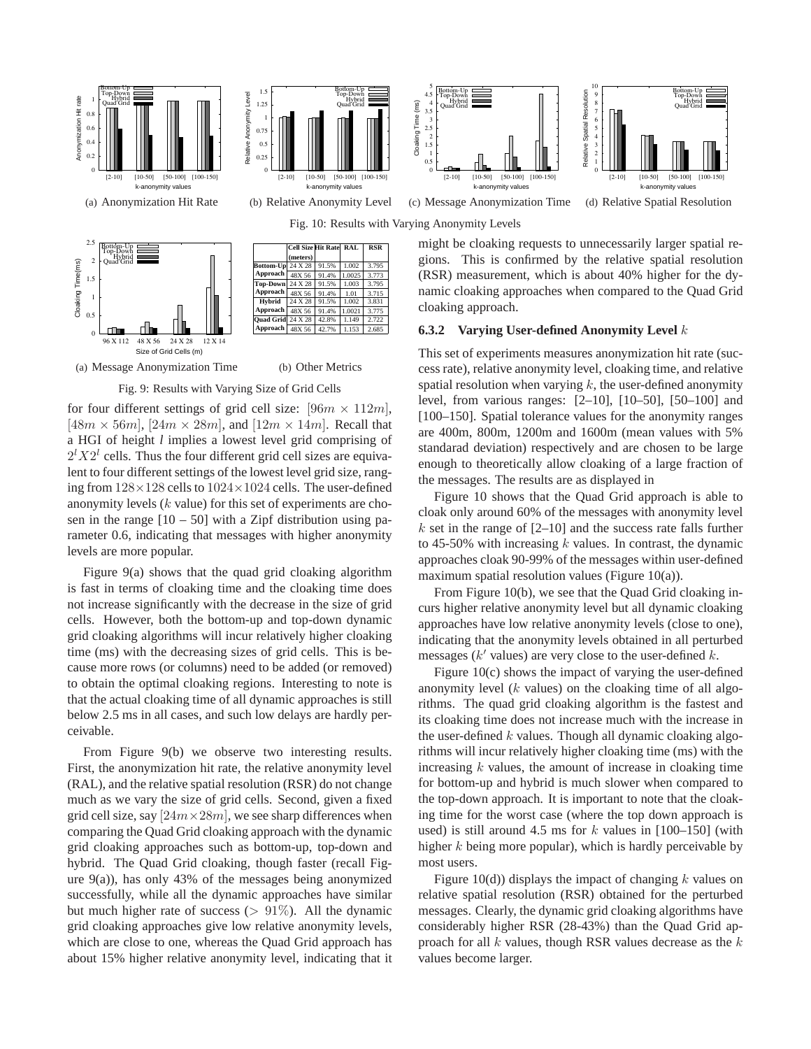(a) Anonymization Hit Rate

(b) Relative Anonymity Level

(c) Message Anonymization Time

(d) Relative Spatial Resolution

Fig. 10: Results with Varying Anonymity Levels

(a) Message Anonymization Time

(b) Other Metrics

| | Cell Size (meters) | Hit Rate | RAL | RSR |
|---|---|---|---|---|
| Bottom-Up Approach | 24 X 28 | 91.5% | 1.002 | 3.795 |
| | 48X 56 | 91.4% | 1.0025 | 3.773 |
| Top-Down Approach | 24 X 28 | 91.5% | 1.003 | 3.795 |
| | 48X 56 | 91.4% | 1.01 | 3.715 |
| Hybrid Approach | 24 X 28 | 91.5% | 1.002 | 3.831 |
| | 48X 56 | 91.4% | 1.0021 | 3.775 |
| Quad Grid Approach | 24 X 28 | 42.8% | 1.149 | 2.722 |
| | 48X 56 | 42.7% | 1.153 | 2.685 |

Fig. 9: Results with Varying Size of Grid Cells

for four different settings of grid cell size: $[96m \times 112m]$, $[48m \times 56m]$, $[24m \times 28m]$, and $[12m \times 14m]$. Recall that a HGI of height *l* implies a lowest level grid comprising of $2^l X 2^l$ cells. Thus the four different grid cell sizes are equivalent to four different settings of the lowest level grid size, ranging from $128 \times 128$ cells to $1024 \times 1024$ cells. The user-defined anonymity levels ($k$ value) for this set of experiments are chosen in the range [10 – 50] with a Zipf distribution using parameter 0.6, indicating that messages with higher anonymity levels are more popular.

Figure 9(a) shows that the quad grid cloaking algorithm is fast in terms of cloaking time and the cloaking time does not increase significantly with the decrease in the size of grid cells. However, both the bottom-up and top-down dynamic grid cloaking algorithms will incur relatively higher cloaking time (ms) with the decreasing sizes of grid cells. This is because more rows (or columns) need to be added (or removed) to obtain the optimal cloaking regions. Interesting to note is that the actual cloaking time of all dynamic approaches is still below 2.5 ms in all cases, and such low delays are hardly perceivable.

From Figure 9(b) we observe two interesting results. First, the anonymization hit rate, the relative anonymity level (RAL), and the relative spatial resolution (RSR) do not change much as we vary the size of grid cells. Second, given a fixed grid cell size, say $[24m \times 28m]$, we see sharp differences when comparing the Quad Grid cloaking approach with the dynamic grid cloaking approaches such as bottom-up, top-down and hybrid. The Quad Grid cloaking, though faster (recall Figure 9(a)), has only 43% of the messages being anonymized successfully, while all the dynamic approaches have similar but much higher rate of success ($> 91\%$). All the dynamic grid cloaking approaches give low relative anonymity levels, which are close to one, whereas the Quad Grid approach has about 15% higher relative anonymity level, indicating that it might be cloaking requests to unnecessarily larger spatial regions. This is confirmed by the relative spatial resolution (RSR) measurement, which is about 40% higher for the dynamic cloaking approaches when compared to the Quad Grid cloaking approach.

#### 6.3.2 Varying User-defined Anonymity Level $k$

This set of experiments measures anonymization hit rate (success rate), relative anonymity level, cloaking time, and relative spatial resolution when varying $k$, the user-defined anonymity level, from various ranges: [2–10], [10–50], [50–100] and [100–150]. Spatial tolerance values for the anonymity ranges are 400m, 800m, 1200m and 1600m (mean values with 5% standarad deviation) respectively and are chosen to be large enough to theoretically allow cloaking of a large fraction of the messages. The results are as displayed in

Figure 10 shows that the Quad Grid approach is able to cloak only around 60% of the messages with anonymity level $k$ set in the range of [2–10] and the success rate falls further to 45-50% with increasing $k$ values. In contrast, the dynamic approaches cloak 90-99% of the messages within user-defined maximum spatial resolution values (Figure 10(a)).

From Figure 10(b), we see that the Quad Grid cloaking incurs higher relative anonymity level but all dynamic cloaking approaches have low relative anonymity levels (close to one), indicating that the anonymity levels obtained in all perturbed messages ($k'$ values) are very close to the user-defined $k$.

Figure 10(c) shows the impact of varying the user-defined anonymity level ($k$ values) on the cloaking time of all algorithms. The quad grid cloaking algorithm is the fastest and its cloaking time does not increase much with the increase in the user-defined $k$ values. Though all dynamic cloaking algorithms will incur relatively higher cloaking time (ms) with the increasing $k$ values, the amount of increase in cloaking time for bottom-up and hybrid is much slower when compared to the top-down approach. It is important to note that the cloaking time for the worst case (where the top down approach is used) is still around 4.5 ms for $k$ values in [100–150] (with higher $k$ being more popular), which is hardly perceivable by most users.

Figure 10(d)) displays the impact of changing $k$ values on relative spatial resolution (RSR) obtained for the perturbed messages. Clearly, the dynamic grid cloaking algorithms have considerably higher RSR (28-43%) than the Quad Grid approach for all $k$ values, though RSR values decrease as the $k$ values become larger.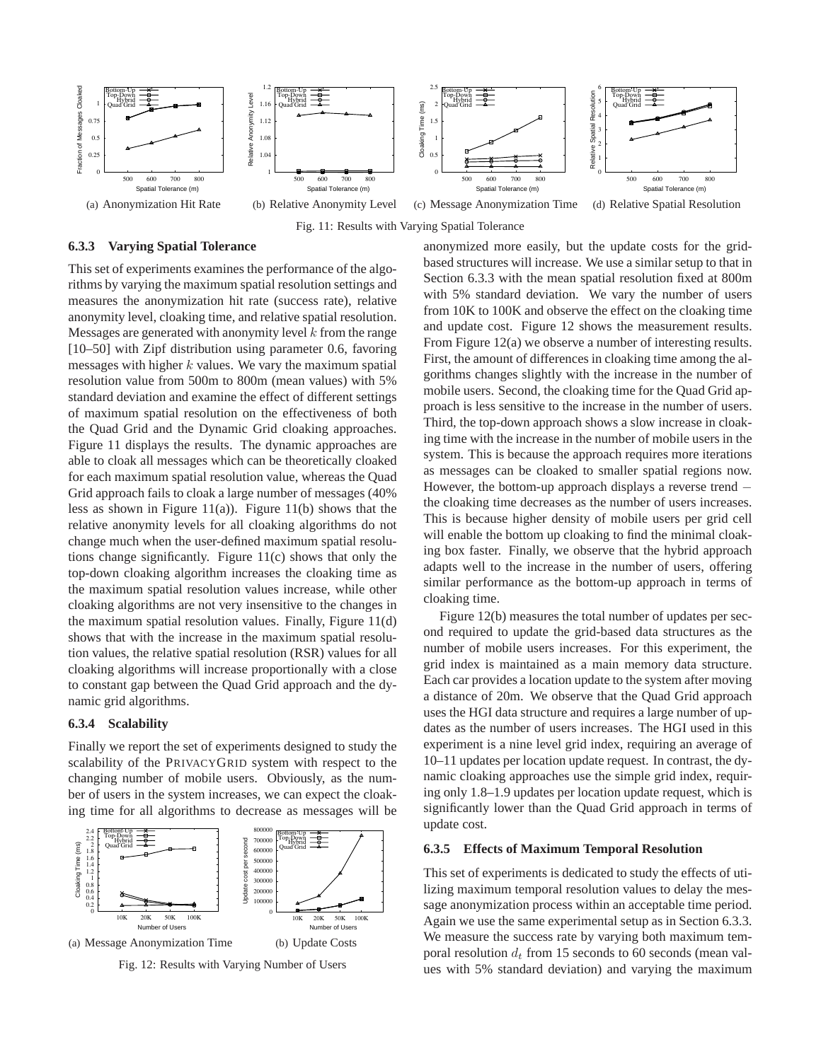(a) Anonymization Hit Rate (b) Relative Anonymity Level (c) Message Anonymization Time (d) Relative Spatial Resolution

Fig. 11: Results with Varying Spatial Tolerance

### 6.3.3 Varying Spatial Tolerance

This set of experiments examines the performance of the algorithms by varying the maximum spatial resolution settings and measures the anonymization hit rate (success rate), relative anonymity level, cloaking time, and relative spatial resolution. Messages are generated with anonymity level $k$ from the range [10–50] with Zipf distribution using parameter 0.6, favoring messages with higher $k$ values. We vary the maximum spatial resolution value from 500m to 800m (mean values) with 5% standard deviation and examine the effect of different settings of maximum spatial resolution on the effectiveness of both the Quad Grid and the Dynamic Grid cloaking approaches. Figure 11 displays the results. The dynamic approaches are able to cloak all messages which can be theoretically cloaked for each maximum spatial resolution value, whereas the Quad Grid approach fails to cloak a large number of messages (40% less as shown in Figure 11(a)). Figure 11(b) shows that the relative anonymity levels for all cloaking algorithms do not change much when the user-defined maximum spatial resolutions change significantly. Figure 11(c) shows that only the top-down cloaking algorithm increases the cloaking time as the maximum spatial resolution values increase, while other cloaking algorithms are not very insensitive to the changes in the maximum spatial resolution values. Finally, Figure 11(d) shows that with the increase in the maximum spatial resolution values, the relative spatial resolution (RSR) values for all cloaking algorithms will increase proportionally with a close to constant gap between the Quad Grid approach and the dynamic grid algorithms.

### 6.3.4 Scalability

Finally we report the set of experiments designed to study the scalability of the PRIVACYGRID system with respect to the changing number of mobile users. Obviously, as the number of users in the system increases, we can expect the cloaking time for all algorithms to decrease as messages will be anonymized more easily, but the update costs for the grid-based structures will increase. We use a similar setup to that in Section 6.3.3 with the mean spatial resolution fixed at 800m with 5% standard deviation. We vary the number of users from 10K to 100K and observe the effect on the cloaking time and update cost. Figure 12 shows the measurement results. From Figure 12(a) we observe a number of interesting results. First, the amount of differences in cloaking time among the algorithms changes slightly with the increase in the number of mobile users. Second, the cloaking time for the Quad Grid approach is less sensitive to the increase in the number of users. Third, the top-down approach shows a slow increase in cloaking time with the increase in the number of mobile users in the system. This is because the approach requires more iterations as messages can be cloaked to smaller spatial regions now. However, the bottom-up approach displays a reverse trend – the cloaking time decreases as the number of users increases. This is because higher density of mobile users per grid cell will enable the bottom up cloaking to find the minimal cloaking box faster. Finally, we observe that the hybrid approach adapts well to the increase in the number of users, offering similar performance as the bottom-up approach in terms of cloaking time.

(a) Message Anonymization Time (b) Update Costs

Fig. 12: Results with Varying Number of Users

Figure 12(b) measures the total number of updates per second required to update the grid-based data structures as the number of mobile users increases. For this experiment, the grid index is maintained as a main memory data structure. Each car provides a location update to the system after moving a distance of 20m. We observe that the Quad Grid approach uses the HGI data structure and requires a large number of updates as the number of users increases. The HGI used in this experiment is a nine level grid index, requiring an average of 10–11 updates per location update request. In contrast, the dynamic cloaking approaches use the simple grid index, requiring only 1.8–1.9 updates per location update request, which is significantly lower than the Quad Grid approach in terms of update cost.

### 6.3.5 Effects of Maximum Temporal Resolution

This set of experiments is dedicated to study the effects of utilizing maximum temporal resolution values to delay the message anonymization process within an acceptable time period. Again we use the same experimental setup as in Section 6.3.3. We measure the success rate by varying both maximum temporal resolution $d_t$ from 15 seconds to 60 seconds (mean values with 5% standard deviation) and varying the maximum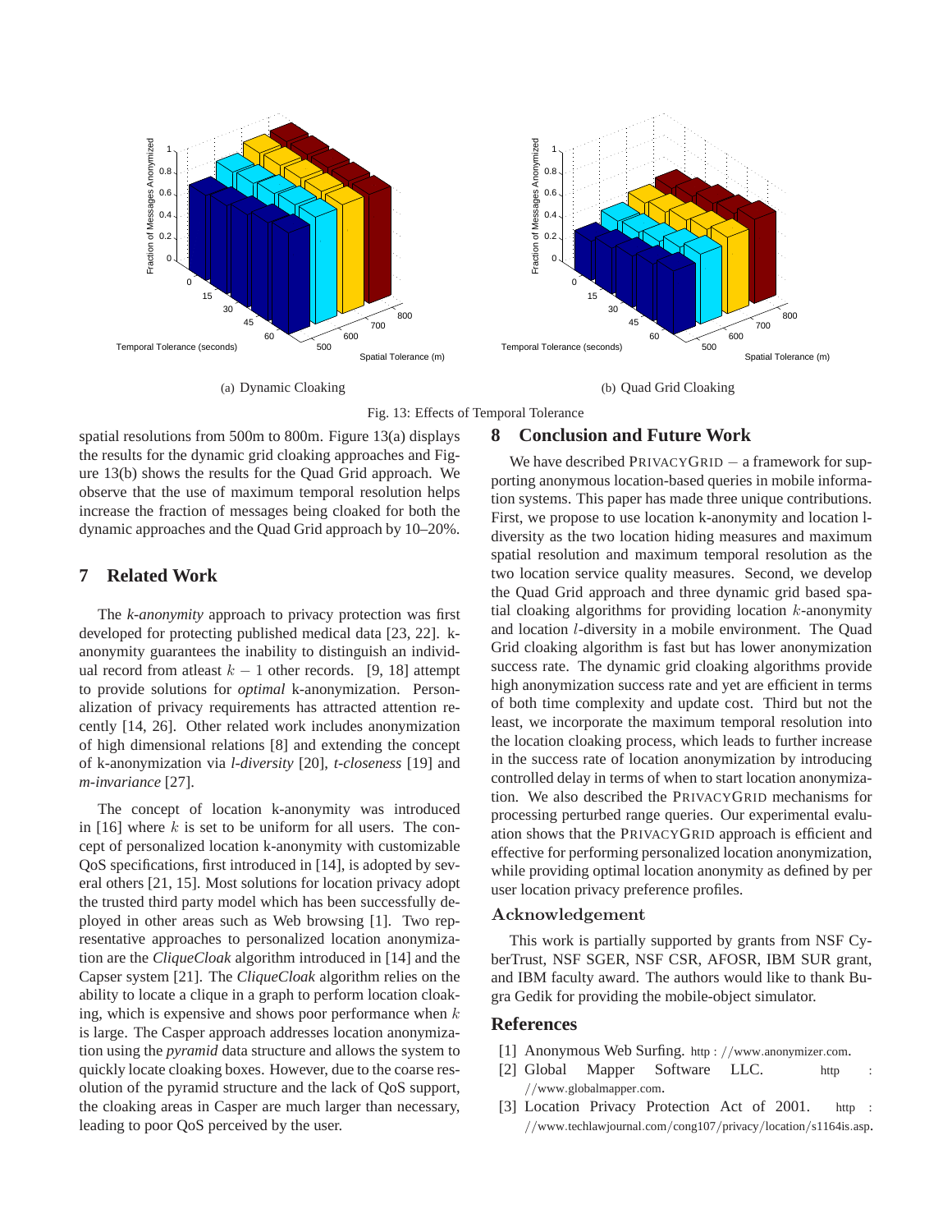(a) Dynamic Cloaking

(b) Quad Grid Cloaking

Fig. 13: Effects of Temporal Tolerance

spatial resolutions from 500m to 800m. Figure 13(a) displays the results for the dynamic grid cloaking approaches and Figure 13(b) shows the results for the Quad Grid approach. We observe that the use of maximum temporal resolution helps increase the fraction of messages being cloaked for both the dynamic approaches and the Quad Grid approach by 10–20%.

## 7 Related Work

The *k-anonymity* approach to privacy protection was first developed for protecting published medical data [23, 22]. k-anonymity guarantees the inability to distinguish an individual record from atleast $k-1$ other records. [9, 18] attempt to provide solutions for *optimal* k-anonymization. Personalization of privacy requirements has attracted attention recently [14, 26]. Other related work includes anonymization of high dimensional relations [8] and extending the concept of k-anonymization via *l-diversity* [20], *t-closeness* [19] and *m-invariance* [27].

The concept of location k-anonymity was introduced in [16] where $k$ is set to be uniform for all users. The concept of personalized location k-anonymity with customizable QoS specifications, first introduced in [14], is adopted by several others [21, 15]. Most solutions for location privacy adopt the trusted third party model which has been successfully deployed in other areas such as Web browsing [1]. Two representative approaches to personalized location anonymization are the *CliqueCloak* algorithm introduced in [14] and the Capser system [21]. The *CliqueCloak* algorithm relies on the ability to locate a clique in a graph to perform location cloaking, which is expensive and shows poor performance when $k$ is large. The Casper approach addresses location anonymization using the *pyramid* data structure and allows the system to quickly locate cloaking boxes. However, due to the coarse resolution of the pyramid structure and the lack of QoS support, the cloaking areas in Casper are much larger than necessary, leading to poor QoS perceived by the user.

## 8 Conclusion and Future Work

We have described PrivacyGrid – a framework for supporting anonymous location-based queries in mobile information systems. This paper has made three unique contributions. First, we propose to use location k-anonymity and location l-diversity as the two location hiding measures and maximum spatial resolution and maximum temporal resolution as the two location service quality measures. Second, we develop the Quad Grid approach and three dynamic grid based spatial cloaking algorithms for providing location $k$-anonymity and location $l$-diversity in a mobile environment. The Quad Grid cloaking algorithm is fast but has lower anonymization success rate. The dynamic grid cloaking algorithms provide high anonymization success rate and yet are efficient in terms of both time complexity and update cost. Third but not the least, we incorporate the maximum temporal resolution into the location cloaking process, which leads to further increase in the success rate of location anonymization by introducing controlled delay in terms of when to start location anonymization. We also described the PrivacyGrid mechanisms for processing perturbed range queries. Our experimental evaluation shows that the PrivacyGrid approach is efficient and effective for performing personalized location anonymization, while providing optimal location anonymity as defined by per user location privacy preference profiles.

### Acknowledgement

This work is partially supported by grants from NSF CyberTrust, NSF SGER, NSF CSR, AFOSR, IBM SUR grant, and IBM faculty award. The authors would like to thank Bugra Gedik for providing the mobile-object simulator.

## References

[1] Anonymous Web Surfing. http://www.anonymizer.com.

[2] Global Mapper Software LLC. http://www.globalmapper.com.

[3] Location Privacy Protection Act of 2001. http://www.techlawjournal.com/cong107/privacy/location/s1164is.asp.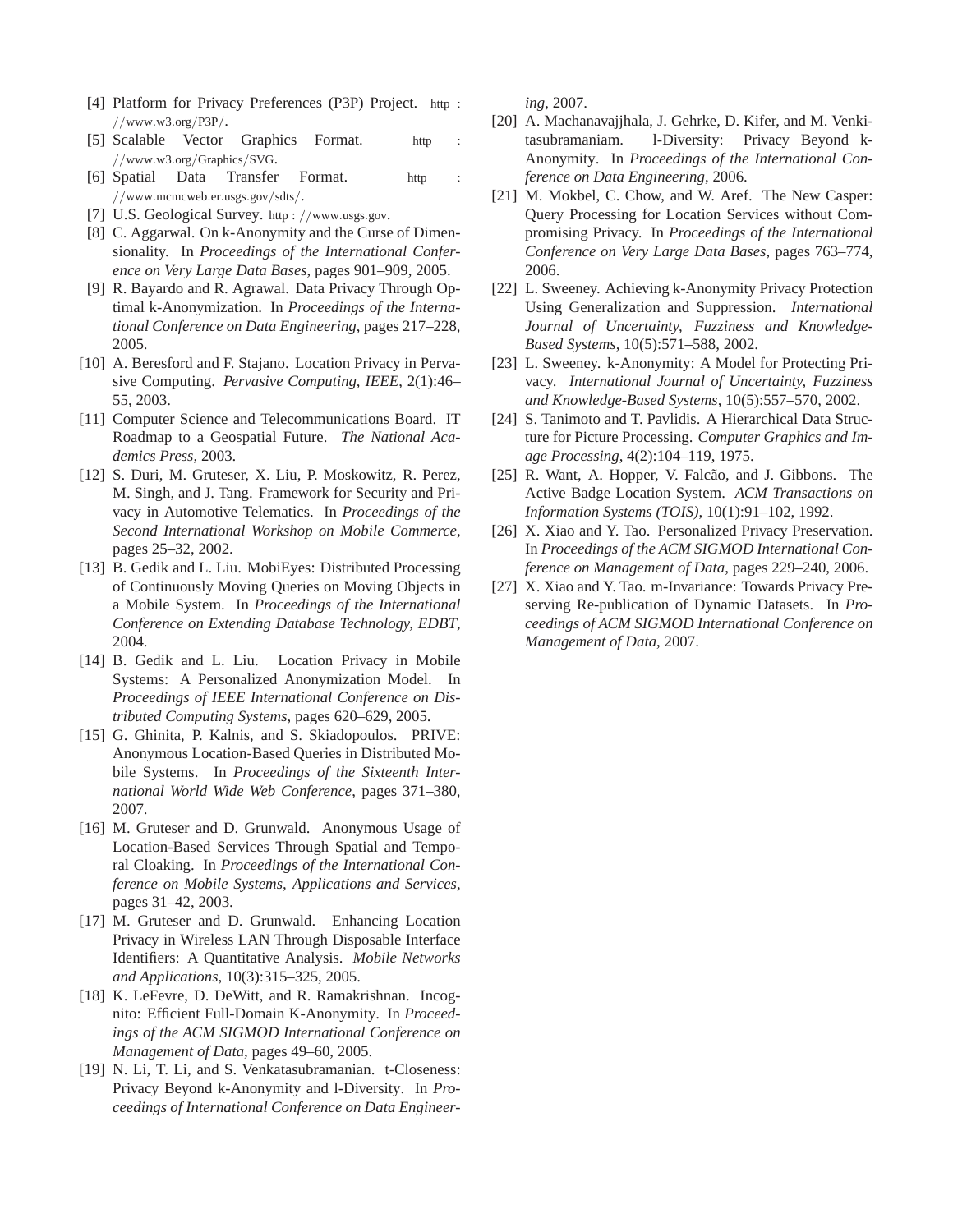[4] Platform for Privacy Preferences (P3P) Project. http://www.w3.org/P3P/.

[5] Scalable Vector Graphics Format. http://www.w3.org/Graphics/SVG.

[6] Spatial Data Transfer Format. http://www.mcmcweb.er.usgs.gov/sdts/.

[7] U.S. Geological Survey. http://www.usgs.gov.

[8] C. Aggarwal. On k-Anonymity and the Curse of Dimensionality. In *Proceedings of the International Conference on Very Large Data Bases*, pages 901–909, 2005.

[9] R. Bayardo and R. Agrawal. Data Privacy Through Optimal k-Anonymization. In *Proceedings of the International Conference on Data Engineering*, pages 217–228, 2005.

[10] A. Beresford and F. Stajano. Location Privacy in Pervasive Computing. *Pervasive Computing, IEEE*, 2(1):46–55, 2003.

[11] Computer Science and Telecommunications Board. IT Roadmap to a Geospatial Future. *The National Academics Press*, 2003.

[12] S. Duri, M. Gruteser, X. Liu, P. Moskowitz, R. Perez, M. Singh, and J. Tang. Framework for Security and Privacy in Automotive Telematics. In *Proceedings of the Second International Workshop on Mobile Commerce*, pages 25–32, 2002.

[13] B. Gedik and L. Liu. MobiEyes: Distributed Processing of Continuously Moving Queries on Moving Objects in a Mobile System. In *Proceedings of the International Conference on Extending Database Technology, EDBT*, 2004.

[14] B. Gedik and L. Liu. Location Privacy in Mobile Systems: A Personalized Anonymization Model. In *Proceedings of IEEE International Conference on Distributed Computing Systems*, pages 620–629, 2005.

[15] G. Ghinita, P. Kalnis, and S. Skiadopoulos. PRIVE: Anonymous Location-Based Queries in Distributed Mobile Systems. In *Proceedings of the Sixteenth International World Wide Web Conference*, pages 371–380, 2007.

[16] M. Gruteser and D. Grunwald. Anonymous Usage of Location-Based Services Through Spatial and Temporal Cloaking. In *Proceedings of the International Conference on Mobile Systems, Applications and Services*, pages 31–42, 2003.

[17] M. Gruteser and D. Grunwald. Enhancing Location Privacy in Wireless LAN Through Disposable Interface Identifiers: A Quantitative Analysis. *Mobile Networks and Applications*, 10(3):315–325, 2005.

[18] K. LeFevre, D. DeWitt, and R. Ramakrishnan. Incognito: Efficient Full-Domain K-Anonymity. In *Proceedings of the ACM SIGMOD International Conference on Management of Data*, pages 49–60, 2005.

[19] N. Li, T. Li, and S. Venkatasubramanian. t-Closeness: Privacy Beyond k-Anonymity and l-Diversity. In *Proceedings of International Conference on Data Engineering*, 2007.

[20] A. Machanavajjhala, J. Gehrke, D. Kifer, and M. Venkitasubramaniam. l-Diversity: Privacy Beyond k-Anonymity. In *Proceedings of the International Conference on Data Engineering*, 2006.

[21] M. Mokbel, C. Chow, and W. Aref. The New Casper: Query Processing for Location Services without Compromising Privacy. In *Proceedings of the International Conference on Very Large Data Bases*, pages 763–774, 2006.

[22] L. Sweeney. Achieving k-Anonymity Privacy Protection Using Generalization and Suppression. *International Journal of Uncertainty, Fuzziness and Knowledge-Based Systems*, 10(5):571–588, 2002.

[23] L. Sweeney. k-Anonymity: A Model for Protecting Privacy. *International Journal of Uncertainty, Fuzziness and Knowledge-Based Systems*, 10(5):557–570, 2002.

[24] S. Tanimoto and T. Pavlidis. A Hierarchical Data Structure for Picture Processing. *Computer Graphics and Image Processing*, 4(2):104–119, 1975.

[25] R. Want, A. Hopper, V. Falcão, and J. Gibbons. The Active Badge Location System. *ACM Transactions on Information Systems (TOIS)*, 10(1):91–102, 1992.

[26] X. Xiao and Y. Tao. Personalized Privacy Preservation. In *Proceedings of the ACM SIGMOD International Conference on Management of Data*, pages 229–240, 2006.

[27] X. Xiao and Y. Tao. m-Invariance: Towards Privacy Preserving Re-publication of Dynamic Datasets. In *Proceedings of ACM SIGMOD International Conference on Management of Data*, 2007.